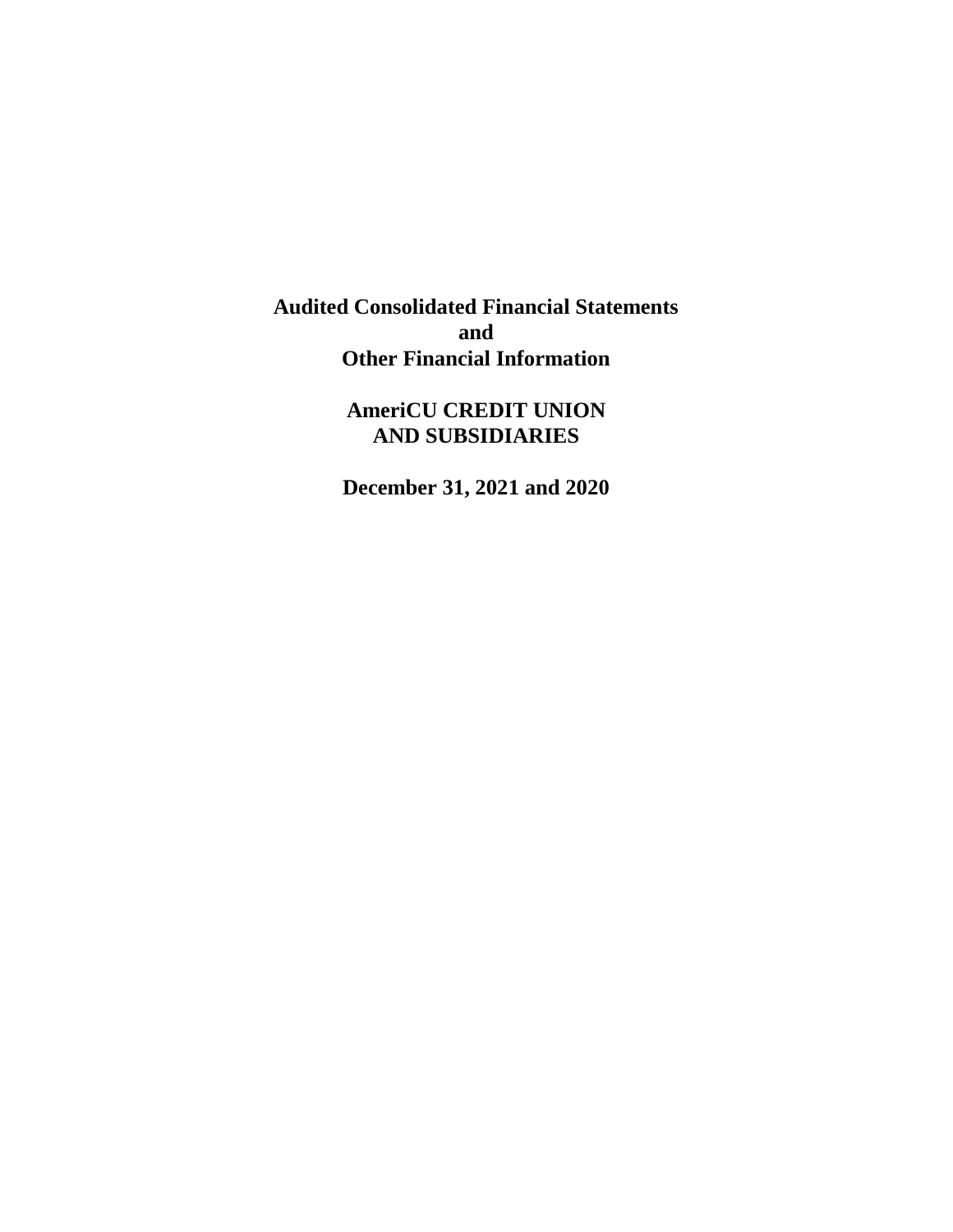# Audited Consolidated Financial Statements
# and
# Other Financial Information

## AmeriCU CREDIT UNION
## AND SUBSIDIARIES

## December 31, 2021 and 2020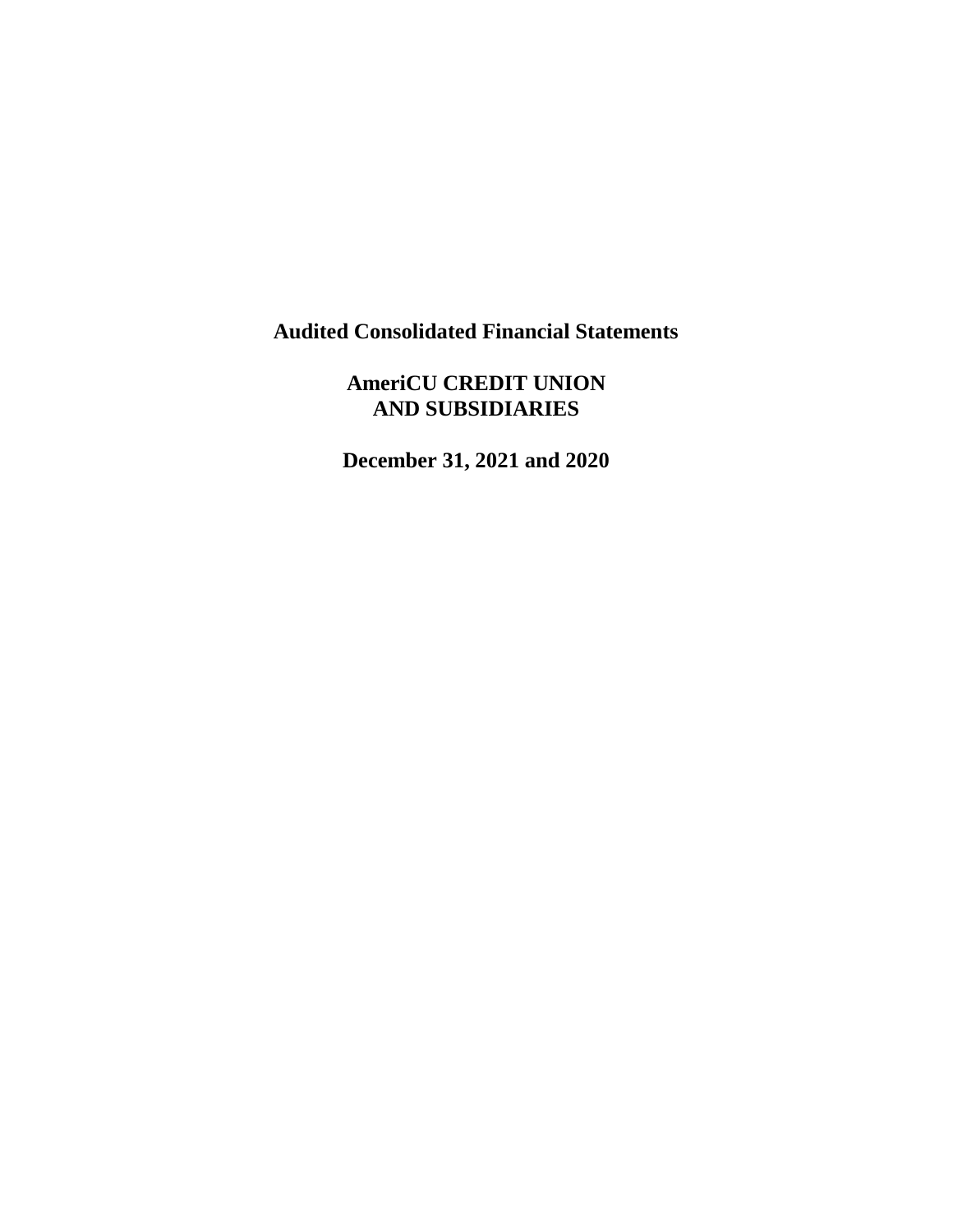**Audited Consolidated Financial Statements**

**AmeriCU CREDIT UNION**
**AND SUBSIDIARIES**

**December 31, 2021 and 2020**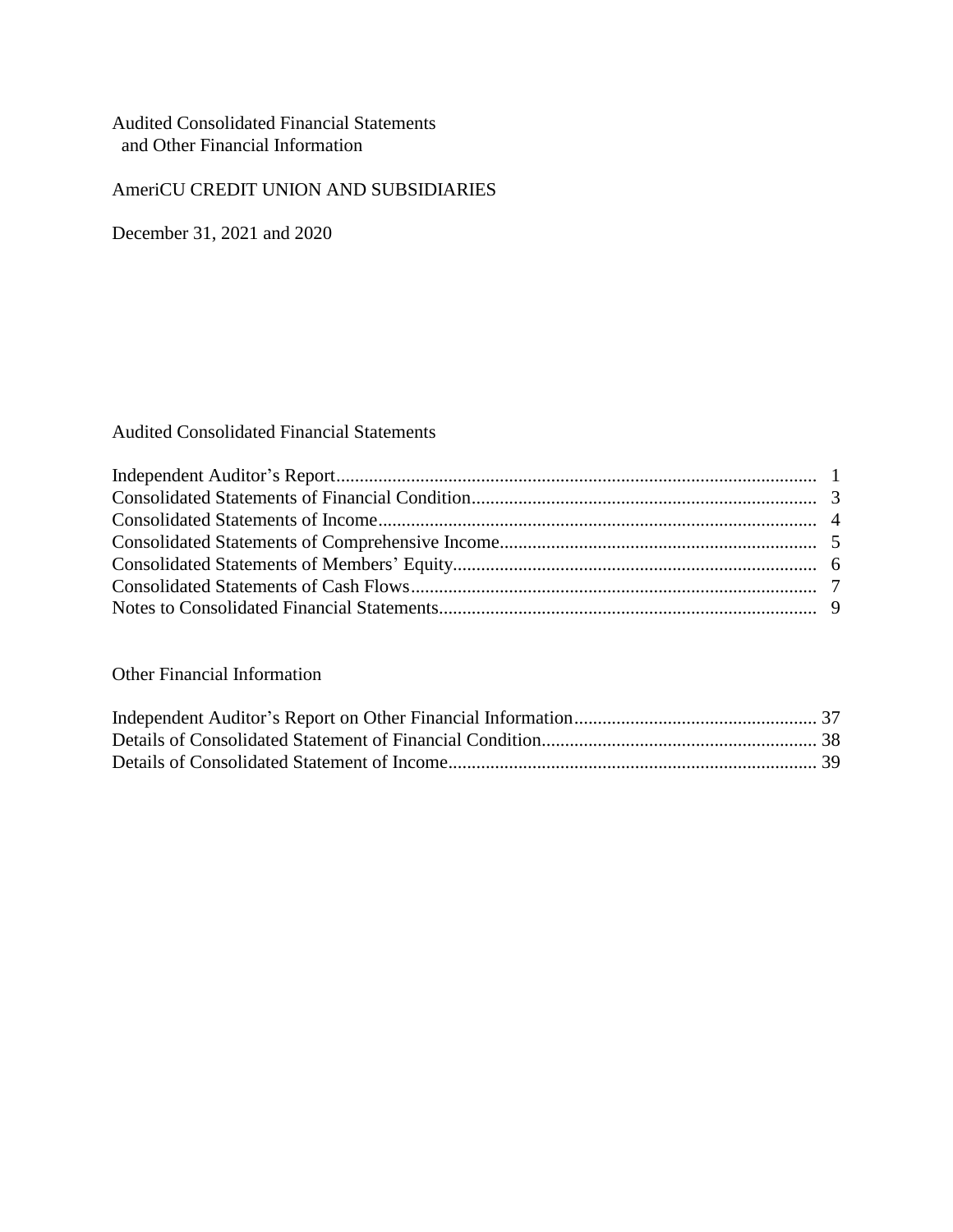Audited Consolidated Financial Statements
and Other Financial Information

AmeriCU CREDIT UNION AND SUBSIDIARIES

December 31, 2021 and 2020

## Audited Consolidated Financial Statements

| | |
|---|---|
| Independent Auditor's Report | 1 |
| Consolidated Statements of Financial Condition | 3 |
| Consolidated Statements of Income | 4 |
| Consolidated Statements of Comprehensive Income | 5 |
| Consolidated Statements of Members' Equity | 6 |
| Consolidated Statements of Cash Flows | 7 |
| Notes to Consolidated Financial Statements | 9 |

## Other Financial Information

| | |
|---|---|
| Independent Auditor's Report on Other Financial Information | 37 |
| Details of Consolidated Statement of Financial Condition | 38 |
| Details of Consolidated Statement of Income | 39 |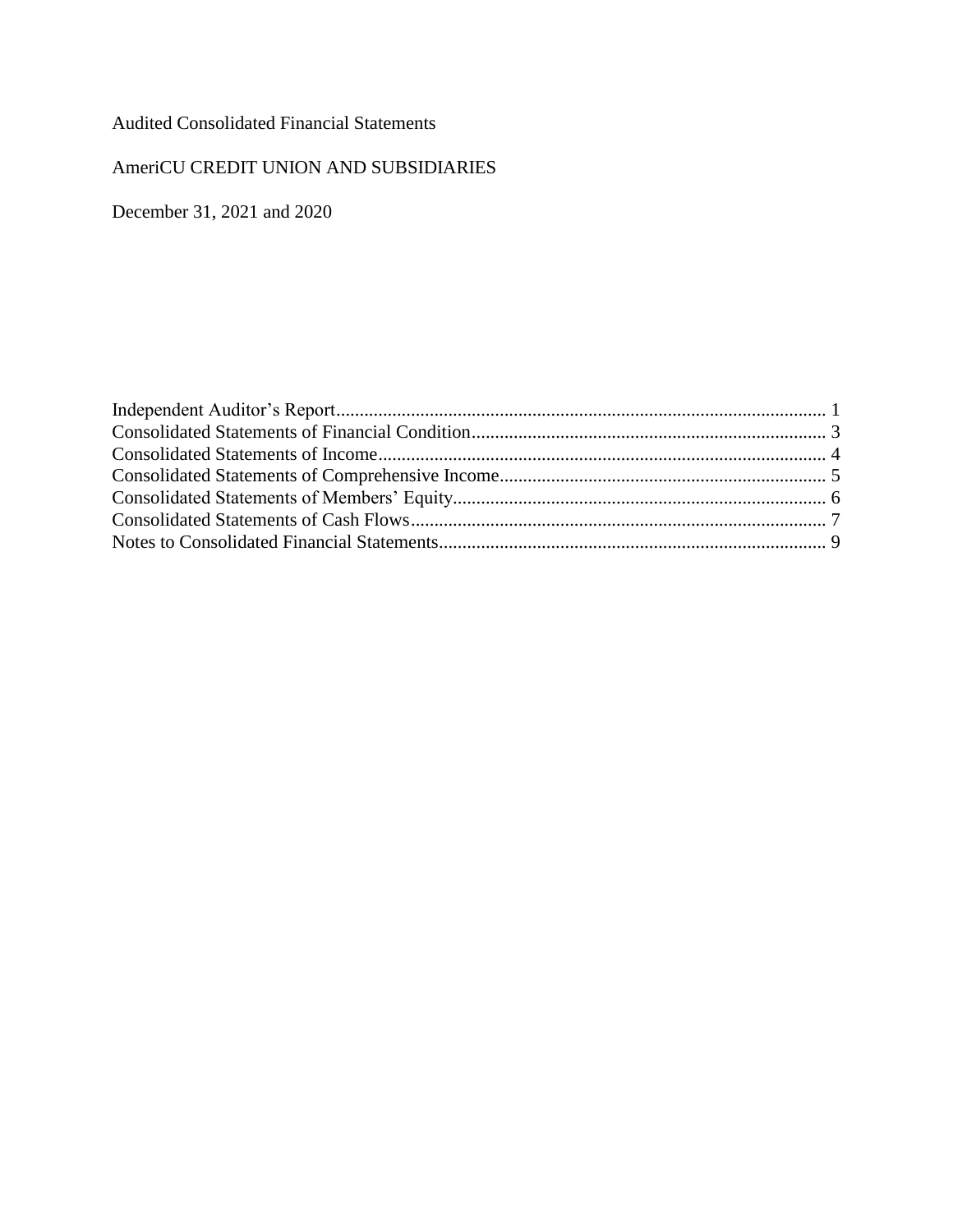Audited Consolidated Financial Statements

AmeriCU CREDIT UNION AND SUBSIDIARIES

December 31, 2021 and 2020

| | |
|---|---|
| Independent Auditor's Report | 1 |
| Consolidated Statements of Financial Condition | 3 |
| Consolidated Statements of Income | 4 |
| Consolidated Statements of Comprehensive Income | 5 |
| Consolidated Statements of Members' Equity | 6 |
| Consolidated Statements of Cash Flows | 7 |
| Notes to Consolidated Financial Statements | 9 |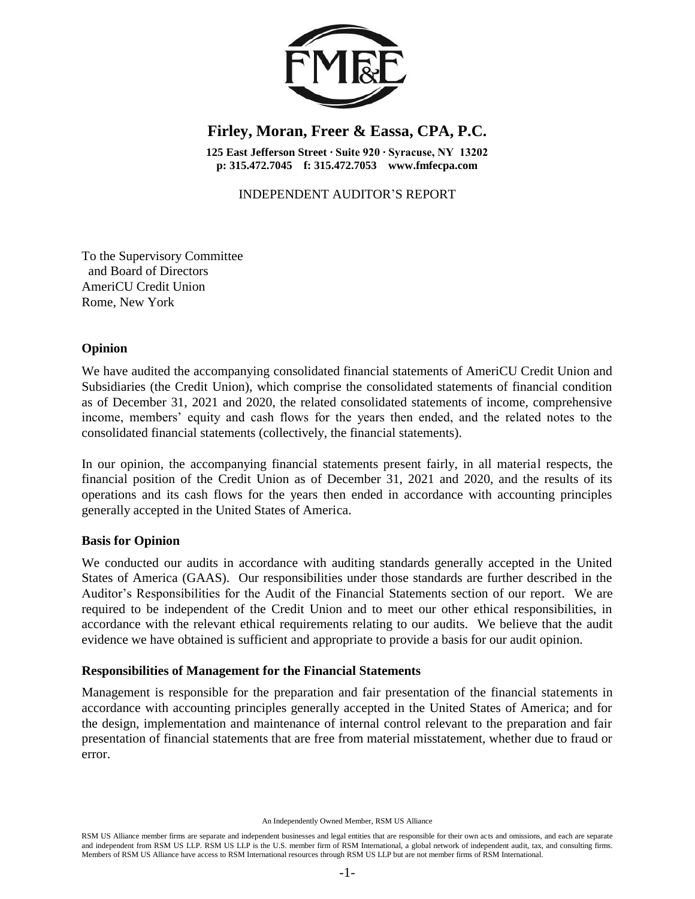# Firley, Moran, Freer & Eassa, CPA, P.C.

**125 East Jefferson Street · Suite 920 · Syracuse, NY 13202**
**p: 315.472.7045 f: 315.472.7053 www.fmfecpa.com**

INDEPENDENT AUDITOR'S REPORT

To the Supervisory Committee
and Board of Directors
AmeriCU Credit Union
Rome, New York

## Opinion

We have audited the accompanying consolidated financial statements of AmeriCU Credit Union and Subsidiaries (the Credit Union), which comprise the consolidated statements of financial condition as of December 31, 2021 and 2020, the related consolidated statements of income, comprehensive income, members' equity and cash flows for the years then ended, and the related notes to the consolidated financial statements (collectively, the financial statements).

In our opinion, the accompanying financial statements present fairly, in all material respects, the financial position of the Credit Union as of December 31, 2021 and 2020, and the results of its operations and its cash flows for the years then ended in accordance with accounting principles generally accepted in the United States of America.

## Basis for Opinion

We conducted our audits in accordance with auditing standards generally accepted in the United States of America (GAAS). Our responsibilities under those standards are further described in the Auditor's Responsibilities for the Audit of the Financial Statements section of our report. We are required to be independent of the Credit Union and to meet our other ethical responsibilities, in accordance with the relevant ethical requirements relating to our audits. We believe that the audit evidence we have obtained is sufficient and appropriate to provide a basis for our audit opinion.

## Responsibilities of Management for the Financial Statements

Management is responsible for the preparation and fair presentation of the financial statements in accordance with accounting principles generally accepted in the United States of America; and for the design, implementation and maintenance of internal control relevant to the preparation and fair presentation of financial statements that are free from material misstatement, whether due to fraud or error.

An Independently Owned Member, RSM US Alliance

RSM US Alliance member firms are separate and independent businesses and legal entities that are responsible for their own acts and omissions, and each are separate and independent from RSM US LLP. RSM US LLP is the U.S. member firm of RSM International, a global network of independent audit, tax, and consulting firms. Members of RSM US Alliance have access to RSM International resources through RSM US LLP but are not member firms of RSM International.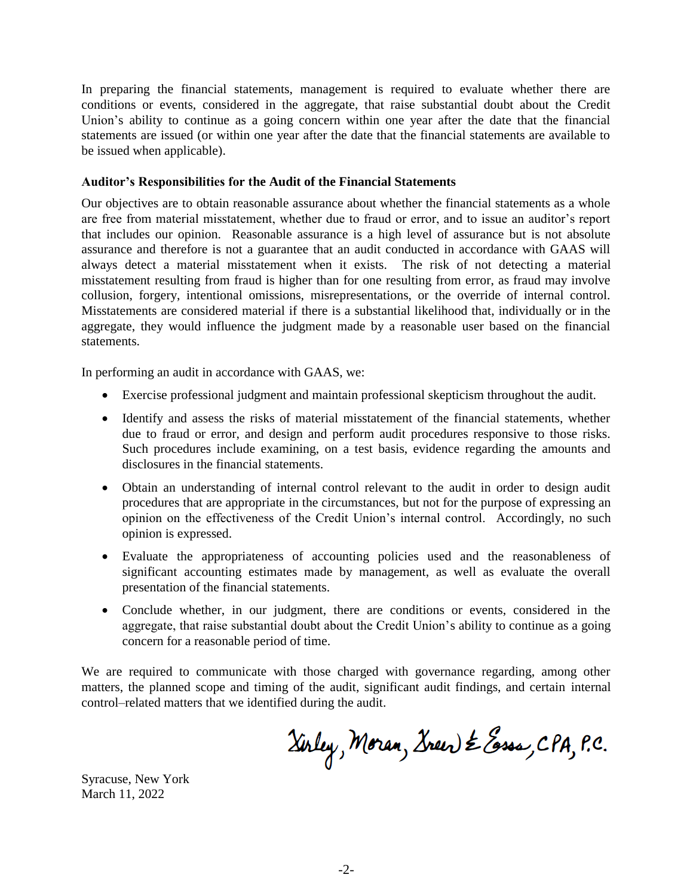In preparing the financial statements, management is required to evaluate whether there are conditions or events, considered in the aggregate, that raise substantial doubt about the Credit Union's ability to continue as a going concern within one year after the date that the financial statements are issued (or within one year after the date that the financial statements are available to be issued when applicable).

**Auditor's Responsibilities for the Audit of the Financial Statements**

Our objectives are to obtain reasonable assurance about whether the financial statements as a whole are free from material misstatement, whether due to fraud or error, and to issue an auditor's report that includes our opinion. Reasonable assurance is a high level of assurance but is not absolute assurance and therefore is not a guarantee that an audit conducted in accordance with GAAS will always detect a material misstatement when it exists. The risk of not detecting a material misstatement resulting from fraud is higher than for one resulting from error, as fraud may involve collusion, forgery, intentional omissions, misrepresentations, or the override of internal control. Misstatements are considered material if there is a substantial likelihood that, individually or in the aggregate, they would influence the judgment made by a reasonable user based on the financial statements.

In performing an audit in accordance with GAAS, we:

- Exercise professional judgment and maintain professional skepticism throughout the audit.
- Identify and assess the risks of material misstatement of the financial statements, whether due to fraud or error, and design and perform audit procedures responsive to those risks. Such procedures include examining, on a test basis, evidence regarding the amounts and disclosures in the financial statements.
- Obtain an understanding of internal control relevant to the audit in order to design audit procedures that are appropriate in the circumstances, but not for the purpose of expressing an opinion on the effectiveness of the Credit Union's internal control. Accordingly, no such opinion is expressed.
- Evaluate the appropriateness of accounting policies used and the reasonableness of significant accounting estimates made by management, as well as evaluate the overall presentation of the financial statements.
- Conclude whether, in our judgment, there are conditions or events, considered in the aggregate, that raise substantial doubt about the Credit Union's ability to continue as a going concern for a reasonable period of time.

We are required to communicate with those charged with governance regarding, among other matters, the planned scope and timing of the audit, significant audit findings, and certain internal control–related matters that we identified during the audit.

Kirley, Moran, Kreer & Essa, CPA, P.C.

Syracuse, New York
March 11, 2022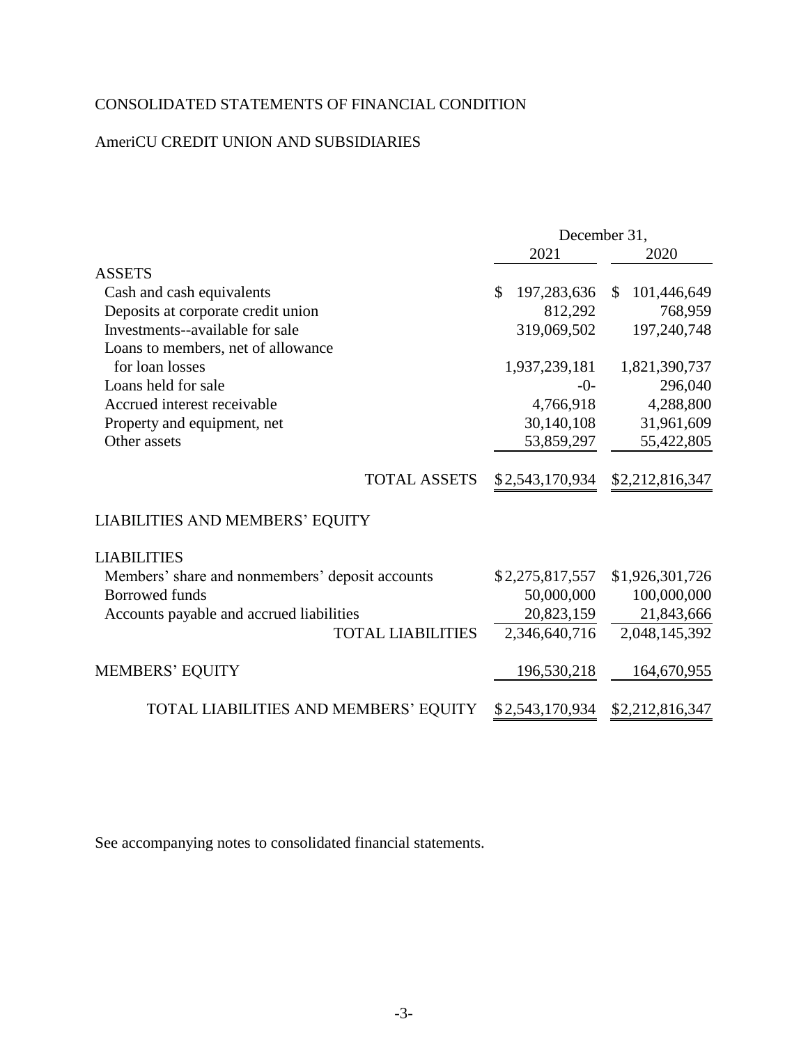# CONSOLIDATED STATEMENTS OF FINANCIAL CONDITION

## AmeriCU CREDIT UNION AND SUBSIDIARIES

| | December 31, 2021 | December 31, 2020 |
|---|---|---|
| **ASSETS** | | |
| Cash and cash equivalents | $ 197,283,636 | $ 101,446,649 |
| Deposits at corporate credit union | 812,292 | 768,959 |
| Investments--available for sale | 319,069,502 | 197,240,748 |
| Loans to members, net of allowance for loan losses | 1,937,239,181 | 1,821,390,737 |
| Loans held for sale | -0- | 296,040 |
| Accrued interest receivable | 4,766,918 | 4,288,800 |
| Property and equipment, net | 30,140,108 | 31,961,609 |
| Other assets | 53,859,297 | 55,422,805 |
| TOTAL ASSETS | $2,543,170,934 | $2,212,816,347 |
| **LIABILITIES AND MEMBERS' EQUITY** | | |
| **LIABILITIES** | | |
| Members' share and nonmembers' deposit accounts | $2,275,817,557 | $1,926,301,726 |
| Borrowed funds | 50,000,000 | 100,000,000 |
| Accounts payable and accrued liabilities | 20,823,159 | 21,843,666 |
| TOTAL LIABILITIES | 2,346,640,716 | 2,048,145,392 |
| MEMBERS' EQUITY | 196,530,218 | 164,670,955 |
| TOTAL LIABILITIES AND MEMBERS' EQUITY | $2,543,170,934 | $2,212,816,347 |

See accompanying notes to consolidated financial statements.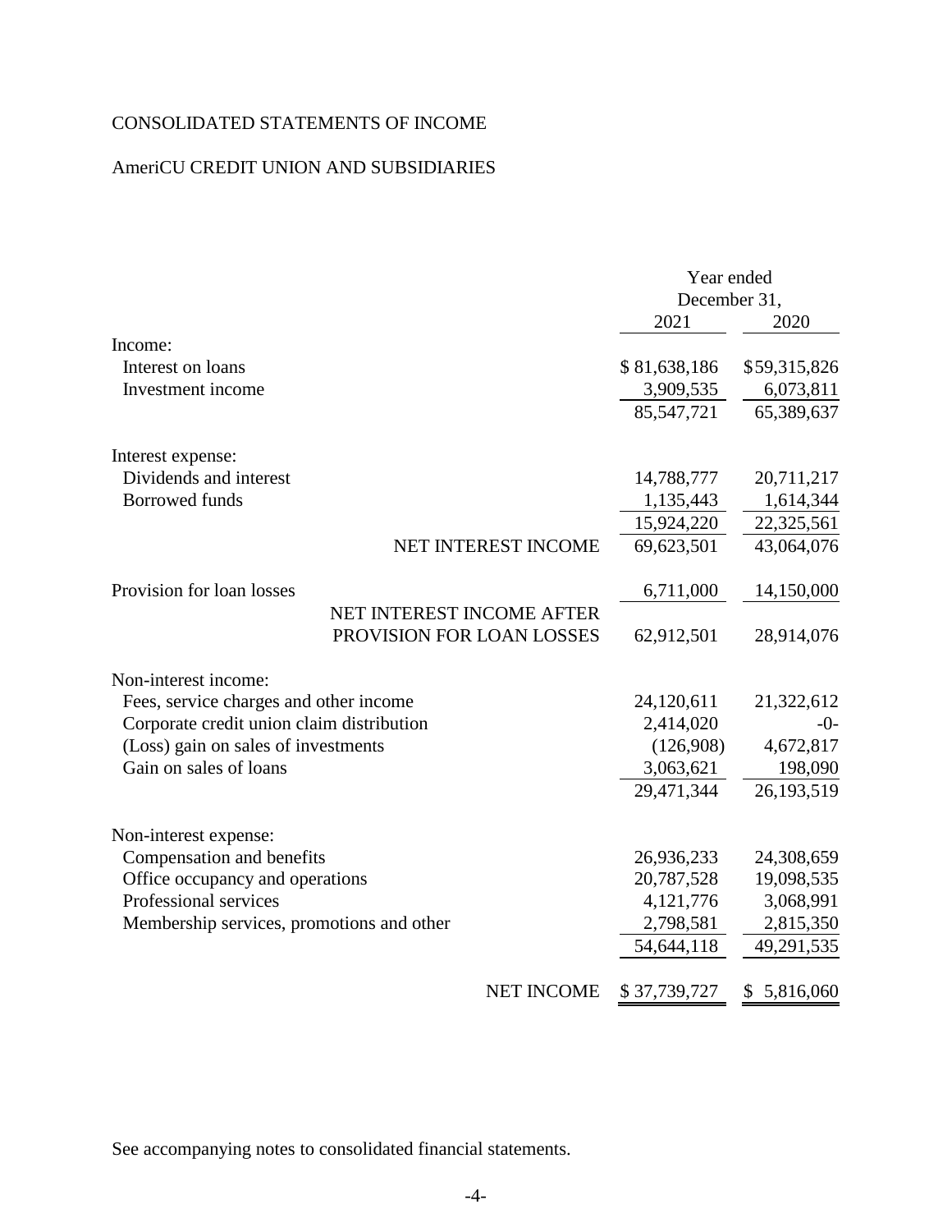# CONSOLIDATED STATEMENTS OF INCOME

## AmeriCU CREDIT UNION AND SUBSIDIARIES

| | Year ended December 31, | |
|---|---|---|
| | 2021 | 2020 |
| Income: | | |
| Interest on loans | $ 81,638,186 | $59,315,826 |
| Investment income | 3,909,535 | 6,073,811 |
| | 85,547,721 | 65,389,637 |
| Interest expense: | | |
| Dividends and interest | 14,788,777 | 20,711,217 |
| Borrowed funds | 1,135,443 | 1,614,344 |
| | 15,924,220 | 22,325,561 |
| NET INTEREST INCOME | 69,623,501 | 43,064,076 |
| Provision for loan losses | 6,711,000 | 14,150,000 |
| NET INTEREST INCOME AFTER PROVISION FOR LOAN LOSSES | 62,912,501 | 28,914,076 |
| Non-interest income: | | |
| Fees, service charges and other income | 24,120,611 | 21,322,612 |
| Corporate credit union claim distribution | 2,414,020 | -0- |
| (Loss) gain on sales of investments | (126,908) | 4,672,817 |
| Gain on sales of loans | 3,063,621 | 198,090 |
| | 29,471,344 | 26,193,519 |
| Non-interest expense: | | |
| Compensation and benefits | 26,936,233 | 24,308,659 |
| Office occupancy and operations | 20,787,528 | 19,098,535 |
| Professional services | 4,121,776 | 3,068,991 |
| Membership services, promotions and other | 2,798,581 | 2,815,350 |
| | 54,644,118 | 49,291,535 |
| NET INCOME | $ 37,739,727 | $ 5,816,060 |

See accompanying notes to consolidated financial statements.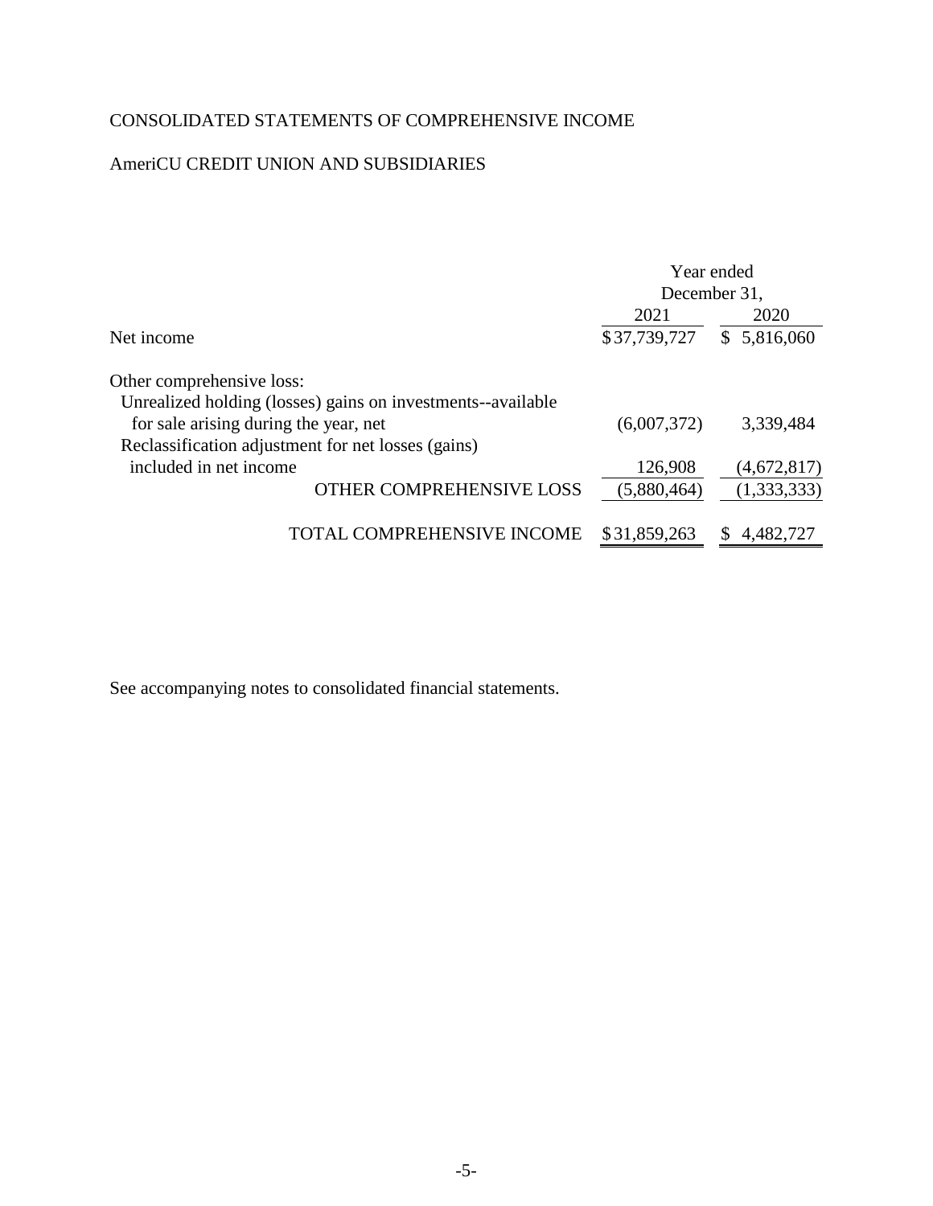# CONSOLIDATED STATEMENTS OF COMPREHENSIVE INCOME

## AmeriCU CREDIT UNION AND SUBSIDIARIES

| | Year ended December 31, | |
|---|---|---|
| | 2021 | 2020 |
| Net income | $37,739,727 | $ 5,816,060 |
| Other comprehensive loss: | | |
| Unrealized holding (losses) gains on investments--available for sale arising during the year, net | (6,007,372) | 3,339,484 |
| Reclassification adjustment for net losses (gains) included in net income | 126,908 | (4,672,817) |
| OTHER COMPREHENSIVE LOSS | (5,880,464) | (1,333,333) |
| TOTAL COMPREHENSIVE INCOME | $31,859,263 | $ 4,482,727 |

See accompanying notes to consolidated financial statements.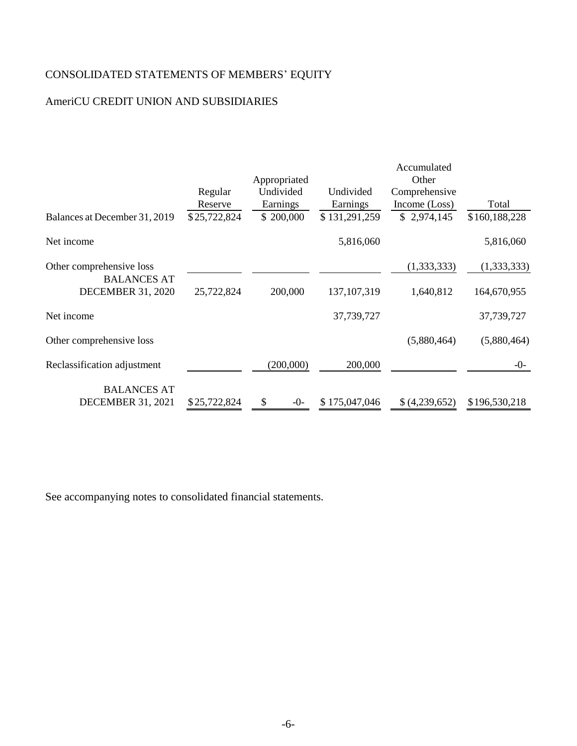# CONSOLIDATED STATEMENTS OF MEMBERS' EQUITY

## AmeriCU CREDIT UNION AND SUBSIDIARIES

| | Regular Reserve | Appropriated Undivided Earnings | Undivided Earnings | Accumulated Other Comprehensive Income (Loss) | Total |
|---|---|---|---|---|---|
| Balances at December 31, 2019 | $ 25,722,824 | $ 200,000 | $ 131,291,259 | $ 2,974,145 | $ 160,188,228 |
| Net income | | | 5,816,060 | | 5,816,060 |
| Other comprehensive loss | | | | (1,333,333) | (1,333,333) |
| BALANCES AT DECEMBER 31, 2020 | 25,722,824 | 200,000 | 137,107,319 | 1,640,812 | 164,670,955 |
| Net income | | | 37,739,727 | | 37,739,727 |
| Other comprehensive loss | | | | (5,880,464) | (5,880,464) |
| Reclassification adjustment | | (200,000) | 200,000 | | -0- |
| BALANCES AT DECEMBER 31, 2021 | $ 25,722,824 | $ -0- | $ 175,047,046 | $ (4,239,652) | $ 196,530,218 |

See accompanying notes to consolidated financial statements.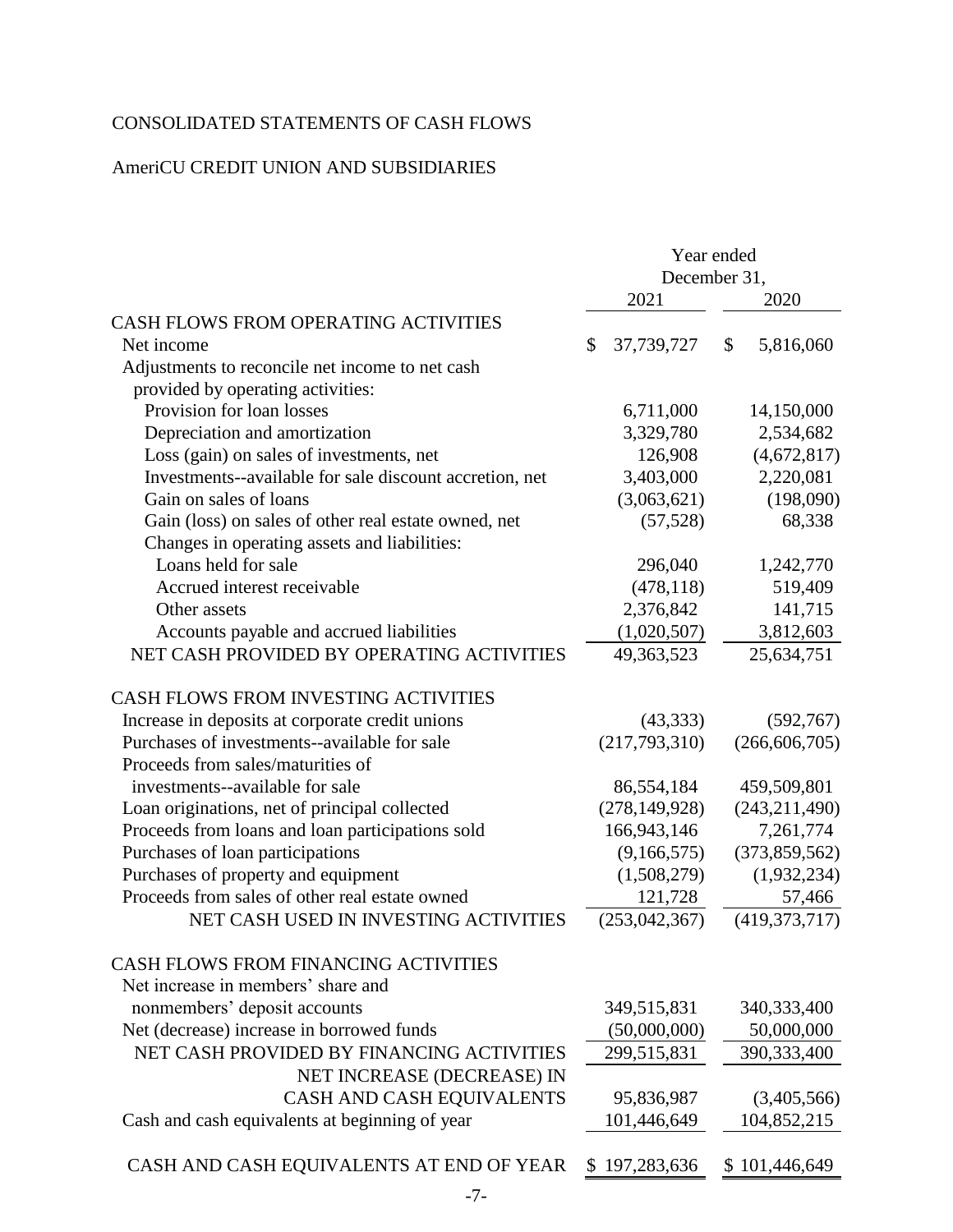# CONSOLIDATED STATEMENTS OF CASH FLOWS

## AmeriCU CREDIT UNION AND SUBSIDIARIES

| | Year ended December 31, | |
|---|---|---|
| | 2021 | 2020 |
| CASH FLOWS FROM OPERATING ACTIVITIES | | |
| Net income | $ 37,739,727 | $ 5,816,060 |
| Adjustments to reconcile net income to net cash provided by operating activities: | | |
| Provision for loan losses | 6,711,000 | 14,150,000 |
| Depreciation and amortization | 3,329,780 | 2,534,682 |
| Loss (gain) on sales of investments, net | 126,908 | (4,672,817) |
| Investments--available for sale discount accretion, net | 3,403,000 | 2,220,081 |
| Gain on sales of loans | (3,063,621) | (198,090) |
| Gain (loss) on sales of other real estate owned, net | (57,528) | 68,338 |
| Changes in operating assets and liabilities: | | |
| Loans held for sale | 296,040 | 1,242,770 |
| Accrued interest receivable | (478,118) | 519,409 |
| Other assets | 2,376,842 | 141,715 |
| Accounts payable and accrued liabilities | (1,020,507) | 3,812,603 |
| NET CASH PROVIDED BY OPERATING ACTIVITIES | 49,363,523 | 25,634,751 |
| CASH FLOWS FROM INVESTING ACTIVITIES | | |
| Increase in deposits at corporate credit unions | (43,333) | (592,767) |
| Purchases of investments--available for sale | (217,793,310) | (266,606,705) |
| Proceeds from sales/maturities of investments--available for sale | 86,554,184 | 459,509,801 |
| Loan originations, net of principal collected | (278,149,928) | (243,211,490) |
| Proceeds from loans and loan participations sold | 166,943,146 | 7,261,774 |
| Purchases of loan participations | (9,166,575) | (373,859,562) |
| Purchases of property and equipment | (1,508,279) | (1,932,234) |
| Proceeds from sales of other real estate owned | 121,728 | 57,466 |
| NET CASH USED IN INVESTING ACTIVITIES | (253,042,367) | (419,373,717) |
| CASH FLOWS FROM FINANCING ACTIVITIES | | |
| Net increase in members' share and nonmembers' deposit accounts | 349,515,831 | 340,333,400 |
| Net (decrease) increase in borrowed funds | (50,000,000) | 50,000,000 |
| NET CASH PROVIDED BY FINANCING ACTIVITIES | 299,515,831 | 390,333,400 |
| NET INCREASE (DECREASE) IN CASH AND CASH EQUIVALENTS | 95,836,987 | (3,405,566) |
| Cash and cash equivalents at beginning of year | 101,446,649 | 104,852,215 |
| CASH AND CASH EQUIVALENTS AT END OF YEAR | $ 197,283,636 | $ 101,446,649 |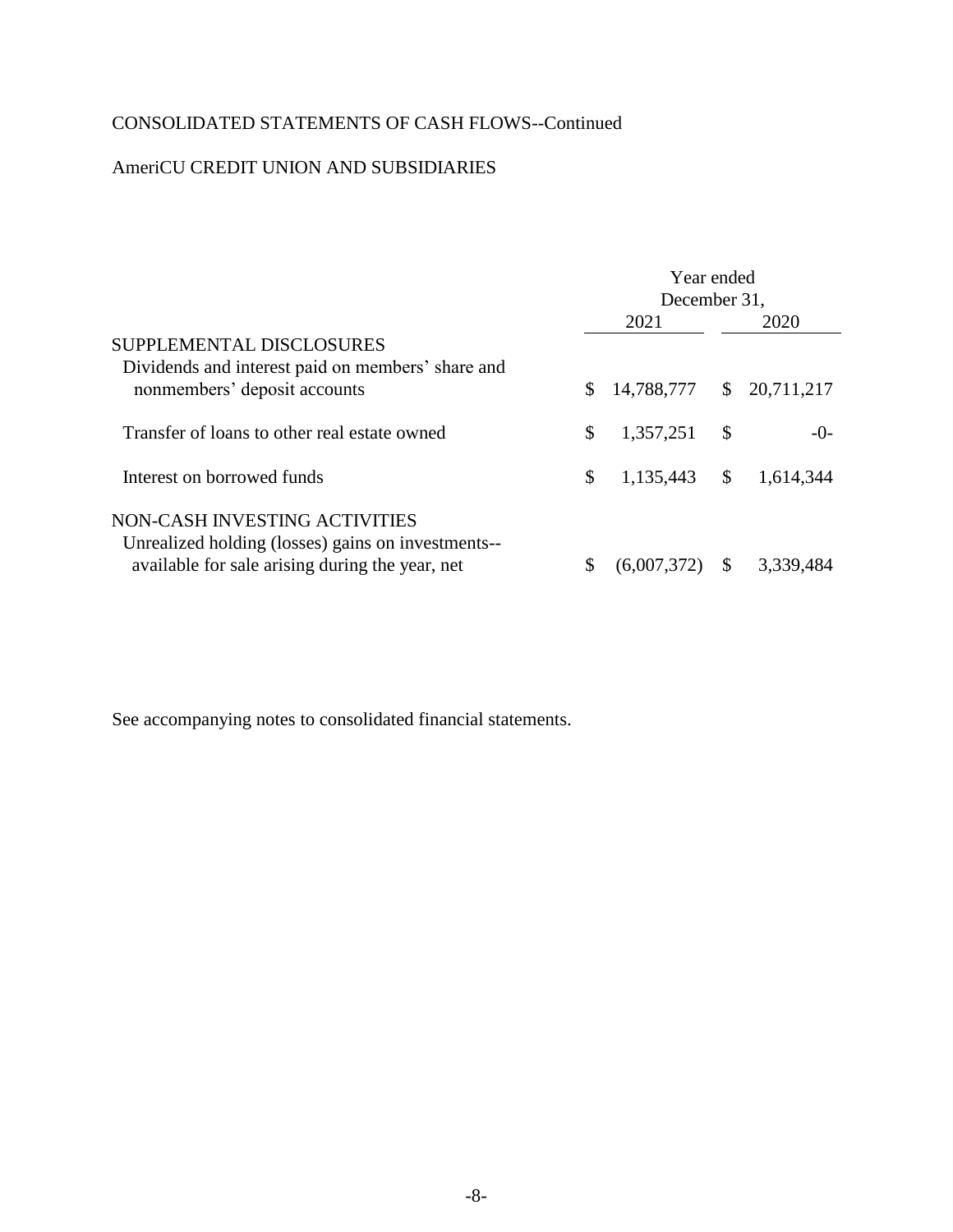CONSOLIDATED STATEMENTS OF CASH FLOWS--Continued

AmeriCU CREDIT UNION AND SUBSIDIARIES

| | Year ended December 31, 2021 | Year ended December 31, 2020 |
|---|---|---|
| SUPPLEMENTAL DISCLOSURES | | |
| Dividends and interest paid on members' share and nonmembers' deposit accounts | $ 14,788,777 | $ 20,711,217 |
| Transfer of loans to other real estate owned | $ 1,357,251 | $ -0- |
| Interest on borrowed funds | $ 1,135,443 | $ 1,614,344 |
| NON-CASH INVESTING ACTIVITIES | | |
| Unrealized holding (losses) gains on investments--available for sale arising during the year, net | $ (6,007,372) | $ 3,339,484 |

See accompanying notes to consolidated financial statements.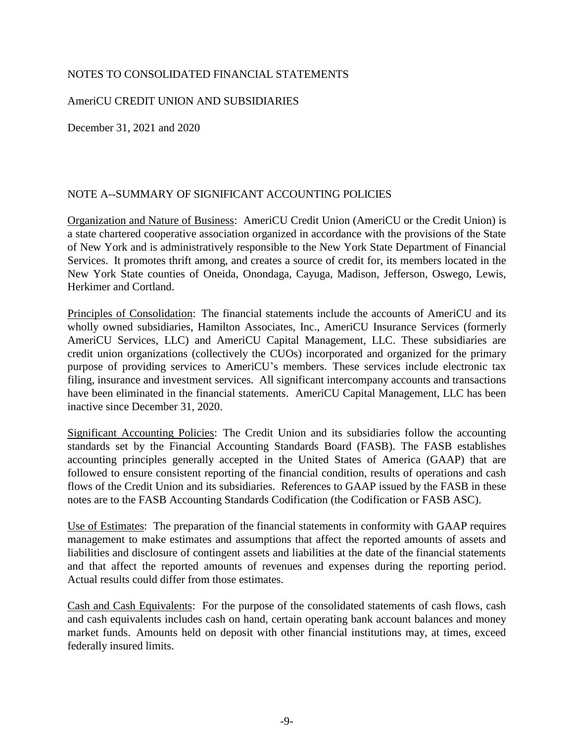NOTES TO CONSOLIDATED FINANCIAL STATEMENTS

AmeriCU CREDIT UNION AND SUBSIDIARIES

December 31, 2021 and 2020

## NOTE A--SUMMARY OF SIGNIFICANT ACCOUNTING POLICIES

Organization and Nature of Business: AmeriCU Credit Union (AmeriCU or the Credit Union) is a state chartered cooperative association organized in accordance with the provisions of the State of New York and is administratively responsible to the New York State Department of Financial Services. It promotes thrift among, and creates a source of credit for, its members located in the New York State counties of Oneida, Onondaga, Cayuga, Madison, Jefferson, Oswego, Lewis, Herkimer and Cortland.

Principles of Consolidation: The financial statements include the accounts of AmeriCU and its wholly owned subsidiaries, Hamilton Associates, Inc., AmeriCU Insurance Services (formerly AmeriCU Services, LLC) and AmeriCU Capital Management, LLC. These subsidiaries are credit union organizations (collectively the CUOs) incorporated and organized for the primary purpose of providing services to AmeriCU's members. These services include electronic tax filing, insurance and investment services. All significant intercompany accounts and transactions have been eliminated in the financial statements. AmeriCU Capital Management, LLC has been inactive since December 31, 2020.

Significant Accounting Policies: The Credit Union and its subsidiaries follow the accounting standards set by the Financial Accounting Standards Board (FASB). The FASB establishes accounting principles generally accepted in the United States of America (GAAP) that are followed to ensure consistent reporting of the financial condition, results of operations and cash flows of the Credit Union and its subsidiaries. References to GAAP issued by the FASB in these notes are to the FASB Accounting Standards Codification (the Codification or FASB ASC).

Use of Estimates: The preparation of the financial statements in conformity with GAAP requires management to make estimates and assumptions that affect the reported amounts of assets and liabilities and disclosure of contingent assets and liabilities at the date of the financial statements and that affect the reported amounts of revenues and expenses during the reporting period. Actual results could differ from those estimates.

Cash and Cash Equivalents: For the purpose of the consolidated statements of cash flows, cash and cash equivalents includes cash on hand, certain operating bank account balances and money market funds. Amounts held on deposit with other financial institutions may, at times, exceed federally insured limits.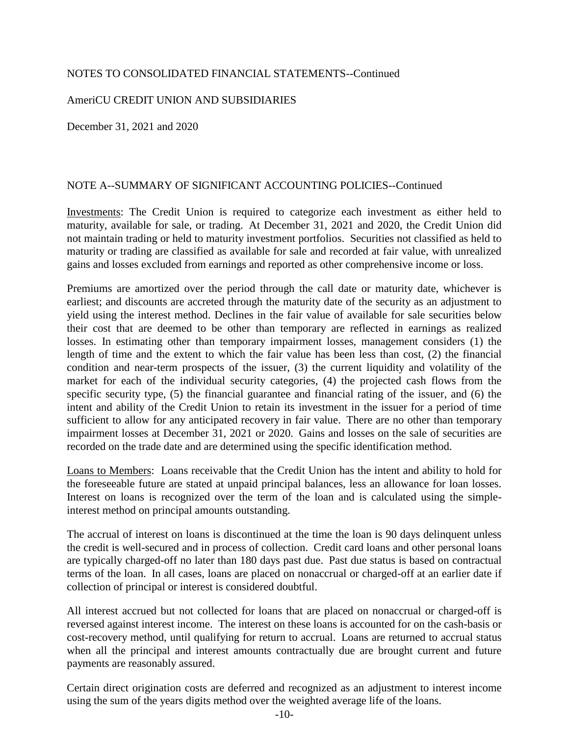NOTES TO CONSOLIDATED FINANCIAL STATEMENTS--Continued

AmeriCU CREDIT UNION AND SUBSIDIARIES

December 31, 2021 and 2020

NOTE A--SUMMARY OF SIGNIFICANT ACCOUNTING POLICIES--Continued

Investments: The Credit Union is required to categorize each investment as either held to maturity, available for sale, or trading. At December 31, 2021 and 2020, the Credit Union did not maintain trading or held to maturity investment portfolios. Securities not classified as held to maturity or trading are classified as available for sale and recorded at fair value, with unrealized gains and losses excluded from earnings and reported as other comprehensive income or loss.

Premiums are amortized over the period through the call date or maturity date, whichever is earliest; and discounts are accreted through the maturity date of the security as an adjustment to yield using the interest method. Declines in the fair value of available for sale securities below their cost that are deemed to be other than temporary are reflected in earnings as realized losses. In estimating other than temporary impairment losses, management considers (1) the length of time and the extent to which the fair value has been less than cost, (2) the financial condition and near-term prospects of the issuer, (3) the current liquidity and volatility of the market for each of the individual security categories, (4) the projected cash flows from the specific security type, (5) the financial guarantee and financial rating of the issuer, and (6) the intent and ability of the Credit Union to retain its investment in the issuer for a period of time sufficient to allow for any anticipated recovery in fair value. There are no other than temporary impairment losses at December 31, 2021 or 2020. Gains and losses on the sale of securities are recorded on the trade date and are determined using the specific identification method.

Loans to Members: Loans receivable that the Credit Union has the intent and ability to hold for the foreseeable future are stated at unpaid principal balances, less an allowance for loan losses. Interest on loans is recognized over the term of the loan and is calculated using the simple-interest method on principal amounts outstanding.

The accrual of interest on loans is discontinued at the time the loan is 90 days delinquent unless the credit is well-secured and in process of collection. Credit card loans and other personal loans are typically charged-off no later than 180 days past due. Past due status is based on contractual terms of the loan. In all cases, loans are placed on nonaccrual or charged-off at an earlier date if collection of principal or interest is considered doubtful.

All interest accrued but not collected for loans that are placed on nonaccrual or charged-off is reversed against interest income. The interest on these loans is accounted for on the cash-basis or cost-recovery method, until qualifying for return to accrual. Loans are returned to accrual status when all the principal and interest amounts contractually due are brought current and future payments are reasonably assured.

Certain direct origination costs are deferred and recognized as an adjustment to interest income using the sum of the years digits method over the weighted average life of the loans.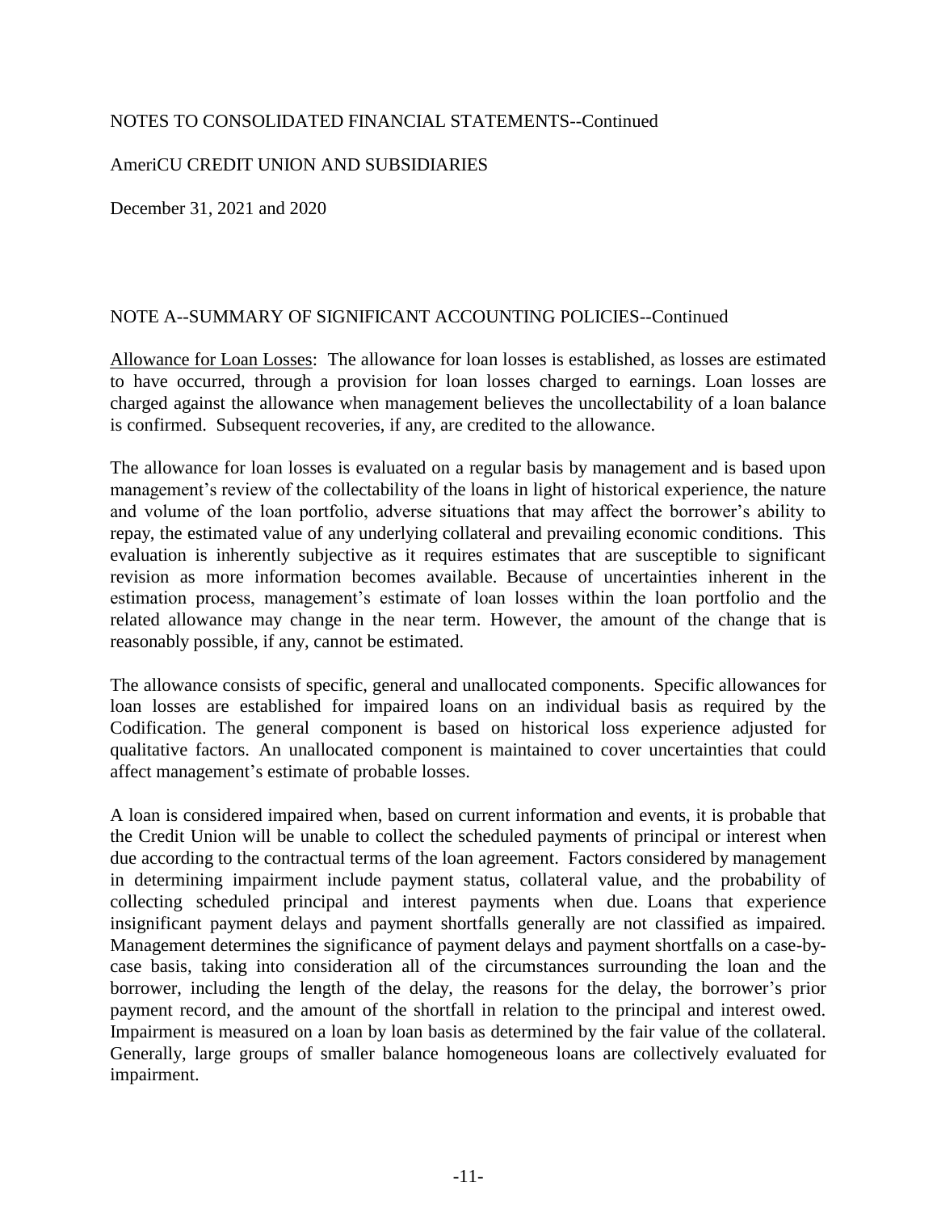NOTES TO CONSOLIDATED FINANCIAL STATEMENTS--Continued

AmeriCU CREDIT UNION AND SUBSIDIARIES

December 31, 2021 and 2020

NOTE A--SUMMARY OF SIGNIFICANT ACCOUNTING POLICIES--Continued

Allowance for Loan Losses: The allowance for loan losses is established, as losses are estimated to have occurred, through a provision for loan losses charged to earnings. Loan losses are charged against the allowance when management believes the uncollectability of a loan balance is confirmed. Subsequent recoveries, if any, are credited to the allowance.

The allowance for loan losses is evaluated on a regular basis by management and is based upon management's review of the collectability of the loans in light of historical experience, the nature and volume of the loan portfolio, adverse situations that may affect the borrower's ability to repay, the estimated value of any underlying collateral and prevailing economic conditions. This evaluation is inherently subjective as it requires estimates that are susceptible to significant revision as more information becomes available. Because of uncertainties inherent in the estimation process, management's estimate of loan losses within the loan portfolio and the related allowance may change in the near term. However, the amount of the change that is reasonably possible, if any, cannot be estimated.

The allowance consists of specific, general and unallocated components. Specific allowances for loan losses are established for impaired loans on an individual basis as required by the Codification. The general component is based on historical loss experience adjusted for qualitative factors. An unallocated component is maintained to cover uncertainties that could affect management's estimate of probable losses.

A loan is considered impaired when, based on current information and events, it is probable that the Credit Union will be unable to collect the scheduled payments of principal or interest when due according to the contractual terms of the loan agreement. Factors considered by management in determining impairment include payment status, collateral value, and the probability of collecting scheduled principal and interest payments when due. Loans that experience insignificant payment delays and payment shortfalls generally are not classified as impaired. Management determines the significance of payment delays and payment shortfalls on a case-by-case basis, taking into consideration all of the circumstances surrounding the loan and the borrower, including the length of the delay, the reasons for the delay, the borrower's prior payment record, and the amount of the shortfall in relation to the principal and interest owed. Impairment is measured on a loan by loan basis as determined by the fair value of the collateral. Generally, large groups of smaller balance homogeneous loans are collectively evaluated for impairment.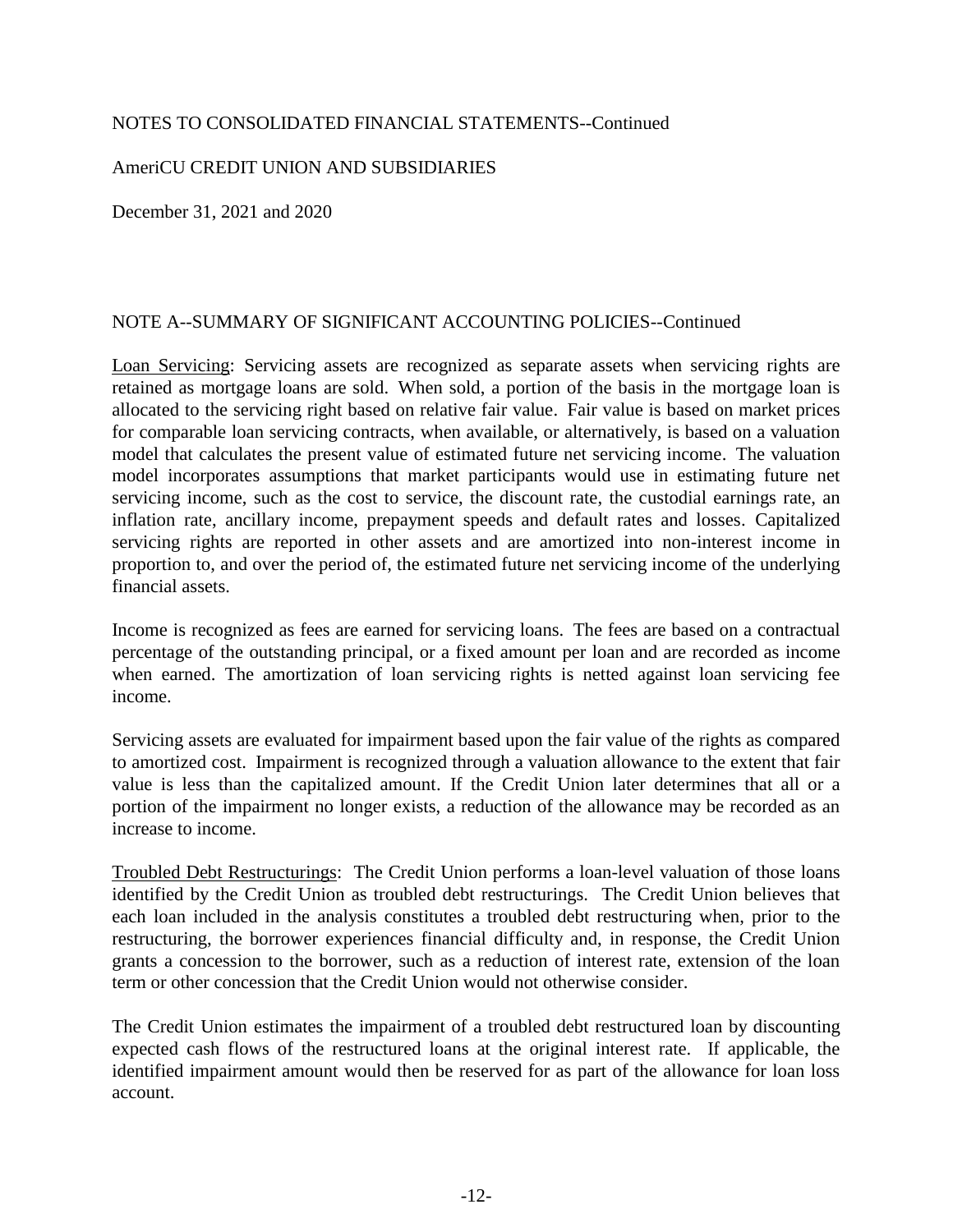NOTES TO CONSOLIDATED FINANCIAL STATEMENTS--Continued

AmeriCU CREDIT UNION AND SUBSIDIARIES

December 31, 2021 and 2020

NOTE A--SUMMARY OF SIGNIFICANT ACCOUNTING POLICIES--Continued

Loan Servicing: Servicing assets are recognized as separate assets when servicing rights are retained as mortgage loans are sold. When sold, a portion of the basis in the mortgage loan is allocated to the servicing right based on relative fair value. Fair value is based on market prices for comparable loan servicing contracts, when available, or alternatively, is based on a valuation model that calculates the present value of estimated future net servicing income. The valuation model incorporates assumptions that market participants would use in estimating future net servicing income, such as the cost to service, the discount rate, the custodial earnings rate, an inflation rate, ancillary income, prepayment speeds and default rates and losses. Capitalized servicing rights are reported in other assets and are amortized into non-interest income in proportion to, and over the period of, the estimated future net servicing income of the underlying financial assets.

Income is recognized as fees are earned for servicing loans. The fees are based on a contractual percentage of the outstanding principal, or a fixed amount per loan and are recorded as income when earned. The amortization of loan servicing rights is netted against loan servicing fee income.

Servicing assets are evaluated for impairment based upon the fair value of the rights as compared to amortized cost. Impairment is recognized through a valuation allowance to the extent that fair value is less than the capitalized amount. If the Credit Union later determines that all or a portion of the impairment no longer exists, a reduction of the allowance may be recorded as an increase to income.

Troubled Debt Restructurings: The Credit Union performs a loan-level valuation of those loans identified by the Credit Union as troubled debt restructurings. The Credit Union believes that each loan included in the analysis constitutes a troubled debt restructuring when, prior to the restructuring, the borrower experiences financial difficulty and, in response, the Credit Union grants a concession to the borrower, such as a reduction of interest rate, extension of the loan term or other concession that the Credit Union would not otherwise consider.

The Credit Union estimates the impairment of a troubled debt restructured loan by discounting expected cash flows of the restructured loans at the original interest rate. If applicable, the identified impairment amount would then be reserved for as part of the allowance for loan loss account.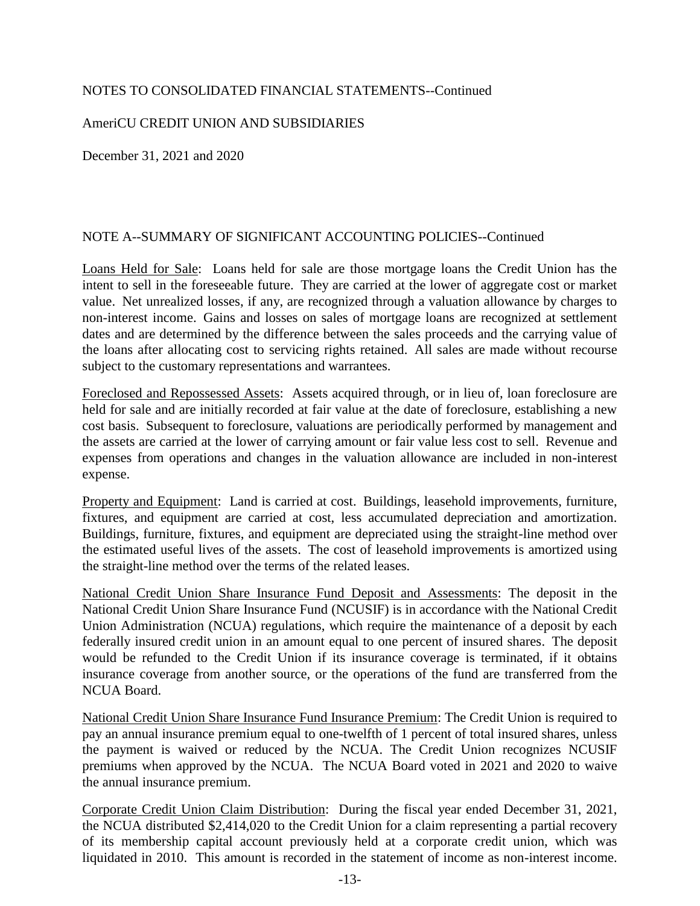NOTES TO CONSOLIDATED FINANCIAL STATEMENTS--Continued

AmeriCU CREDIT UNION AND SUBSIDIARIES

December 31, 2021 and 2020

NOTE A--SUMMARY OF SIGNIFICANT ACCOUNTING POLICIES--Continued

Loans Held for Sale: Loans held for sale are those mortgage loans the Credit Union has the intent to sell in the foreseeable future. They are carried at the lower of aggregate cost or market value. Net unrealized losses, if any, are recognized through a valuation allowance by charges to non-interest income. Gains and losses on sales of mortgage loans are recognized at settlement dates and are determined by the difference between the sales proceeds and the carrying value of the loans after allocating cost to servicing rights retained. All sales are made without recourse subject to the customary representations and warrantees.

Foreclosed and Repossessed Assets: Assets acquired through, or in lieu of, loan foreclosure are held for sale and are initially recorded at fair value at the date of foreclosure, establishing a new cost basis. Subsequent to foreclosure, valuations are periodically performed by management and the assets are carried at the lower of carrying amount or fair value less cost to sell. Revenue and expenses from operations and changes in the valuation allowance are included in non-interest expense.

Property and Equipment: Land is carried at cost. Buildings, leasehold improvements, furniture, fixtures, and equipment are carried at cost, less accumulated depreciation and amortization. Buildings, furniture, fixtures, and equipment are depreciated using the straight-line method over the estimated useful lives of the assets. The cost of leasehold improvements is amortized using the straight-line method over the terms of the related leases.

National Credit Union Share Insurance Fund Deposit and Assessments: The deposit in the National Credit Union Share Insurance Fund (NCUSIF) is in accordance with the National Credit Union Administration (NCUA) regulations, which require the maintenance of a deposit by each federally insured credit union in an amount equal to one percent of insured shares. The deposit would be refunded to the Credit Union if its insurance coverage is terminated, if it obtains insurance coverage from another source, or the operations of the fund are transferred from the NCUA Board.

National Credit Union Share Insurance Fund Insurance Premium: The Credit Union is required to pay an annual insurance premium equal to one-twelfth of 1 percent of total insured shares, unless the payment is waived or reduced by the NCUA. The Credit Union recognizes NCUSIF premiums when approved by the NCUA. The NCUA Board voted in 2021 and 2020 to waive the annual insurance premium.

Corporate Credit Union Claim Distribution: During the fiscal year ended December 31, 2021, the NCUA distributed $2,414,020 to the Credit Union for a claim representing a partial recovery of its membership capital account previously held at a corporate credit union, which was liquidated in 2010. This amount is recorded in the statement of income as non-interest income.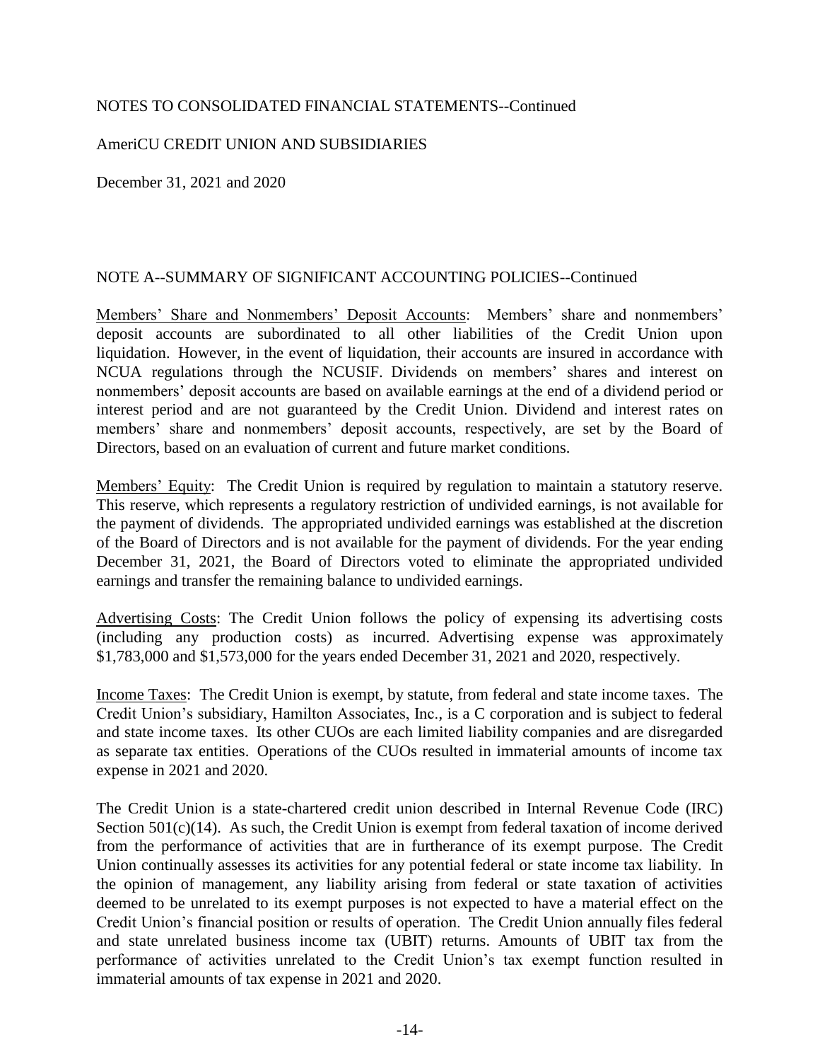NOTES TO CONSOLIDATED FINANCIAL STATEMENTS--Continued

AmeriCU CREDIT UNION AND SUBSIDIARIES

December 31, 2021 and 2020

NOTE A--SUMMARY OF SIGNIFICANT ACCOUNTING POLICIES--Continued

Members' Share and Nonmembers' Deposit Accounts: Members' share and nonmembers' deposit accounts are subordinated to all other liabilities of the Credit Union upon liquidation. However, in the event of liquidation, their accounts are insured in accordance with NCUA regulations through the NCUSIF. Dividends on members' shares and interest on nonmembers' deposit accounts are based on available earnings at the end of a dividend period or interest period and are not guaranteed by the Credit Union. Dividend and interest rates on members' share and nonmembers' deposit accounts, respectively, are set by the Board of Directors, based on an evaluation of current and future market conditions.

Members' Equity: The Credit Union is required by regulation to maintain a statutory reserve. This reserve, which represents a regulatory restriction of undivided earnings, is not available for the payment of dividends. The appropriated undivided earnings was established at the discretion of the Board of Directors and is not available for the payment of dividends. For the year ending December 31, 2021, the Board of Directors voted to eliminate the appropriated undivided earnings and transfer the remaining balance to undivided earnings.

Advertising Costs: The Credit Union follows the policy of expensing its advertising costs (including any production costs) as incurred. Advertising expense was approximately \$1,783,000 and \$1,573,000 for the years ended December 31, 2021 and 2020, respectively.

Income Taxes: The Credit Union is exempt, by statute, from federal and state income taxes. The Credit Union's subsidiary, Hamilton Associates, Inc., is a C corporation and is subject to federal and state income taxes. Its other CUOs are each limited liability companies and are disregarded as separate tax entities. Operations of the CUOs resulted in immaterial amounts of income tax expense in 2021 and 2020.

The Credit Union is a state-chartered credit union described in Internal Revenue Code (IRC) Section 501(c)(14). As such, the Credit Union is exempt from federal taxation of income derived from the performance of activities that are in furtherance of its exempt purpose. The Credit Union continually assesses its activities for any potential federal or state income tax liability. In the opinion of management, any liability arising from federal or state taxation of activities deemed to be unrelated to its exempt purposes is not expected to have a material effect on the Credit Union's financial position or results of operation. The Credit Union annually files federal and state unrelated business income tax (UBIT) returns. Amounts of UBIT tax from the performance of activities unrelated to the Credit Union's tax exempt function resulted in immaterial amounts of tax expense in 2021 and 2020.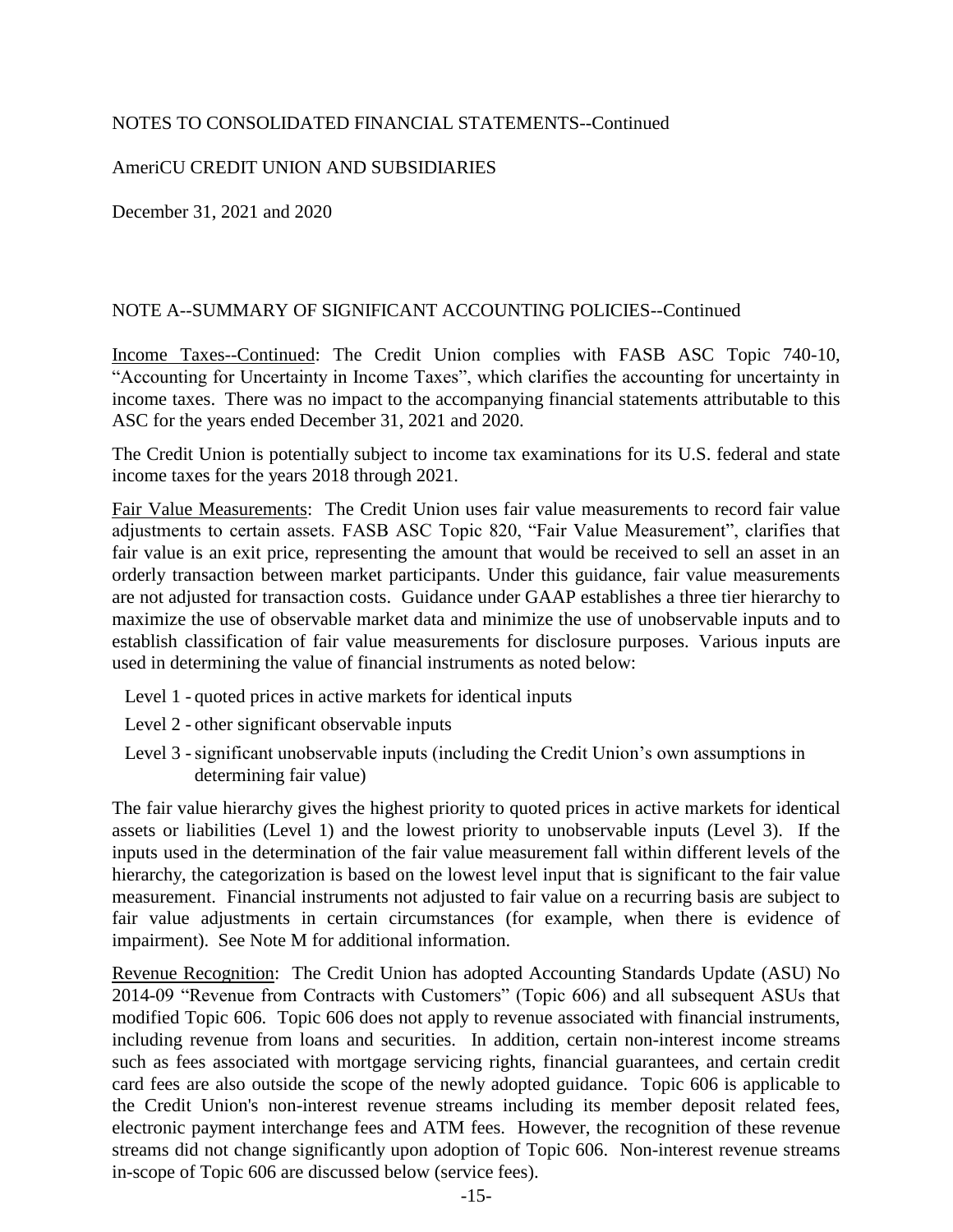NOTES TO CONSOLIDATED FINANCIAL STATEMENTS--Continued

AmeriCU CREDIT UNION AND SUBSIDIARIES

December 31, 2021 and 2020

NOTE A--SUMMARY OF SIGNIFICANT ACCOUNTING POLICIES--Continued

Income Taxes--Continued: The Credit Union complies with FASB ASC Topic 740-10, "Accounting for Uncertainty in Income Taxes", which clarifies the accounting for uncertainty in income taxes. There was no impact to the accompanying financial statements attributable to this ASC for the years ended December 31, 2021 and 2020.

The Credit Union is potentially subject to income tax examinations for its U.S. federal and state income taxes for the years 2018 through 2021.

Fair Value Measurements: The Credit Union uses fair value measurements to record fair value adjustments to certain assets. FASB ASC Topic 820, "Fair Value Measurement", clarifies that fair value is an exit price, representing the amount that would be received to sell an asset in an orderly transaction between market participants. Under this guidance, fair value measurements are not adjusted for transaction costs. Guidance under GAAP establishes a three tier hierarchy to maximize the use of observable market data and minimize the use of unobservable inputs and to establish classification of fair value measurements for disclosure purposes. Various inputs are used in determining the value of financial instruments as noted below:

- Level 1 - quoted prices in active markets for identical inputs
- Level 2 - other significant observable inputs
- Level 3 - significant unobservable inputs (including the Credit Union's own assumptions in determining fair value)

The fair value hierarchy gives the highest priority to quoted prices in active markets for identical assets or liabilities (Level 1) and the lowest priority to unobservable inputs (Level 3). If the inputs used in the determination of the fair value measurement fall within different levels of the hierarchy, the categorization is based on the lowest level input that is significant to the fair value measurement. Financial instruments not adjusted to fair value on a recurring basis are subject to fair value adjustments in certain circumstances (for example, when there is evidence of impairment). See Note M for additional information.

Revenue Recognition: The Credit Union has adopted Accounting Standards Update (ASU) No 2014-09 "Revenue from Contracts with Customers" (Topic 606) and all subsequent ASUs that modified Topic 606. Topic 606 does not apply to revenue associated with financial instruments, including revenue from loans and securities. In addition, certain non-interest income streams such as fees associated with mortgage servicing rights, financial guarantees, and certain credit card fees are also outside the scope of the newly adopted guidance. Topic 606 is applicable to the Credit Union's non-interest revenue streams including its member deposit related fees, electronic payment interchange fees and ATM fees. However, the recognition of these revenue streams did not change significantly upon adoption of Topic 606. Non-interest revenue streams in-scope of Topic 606 are discussed below (service fees).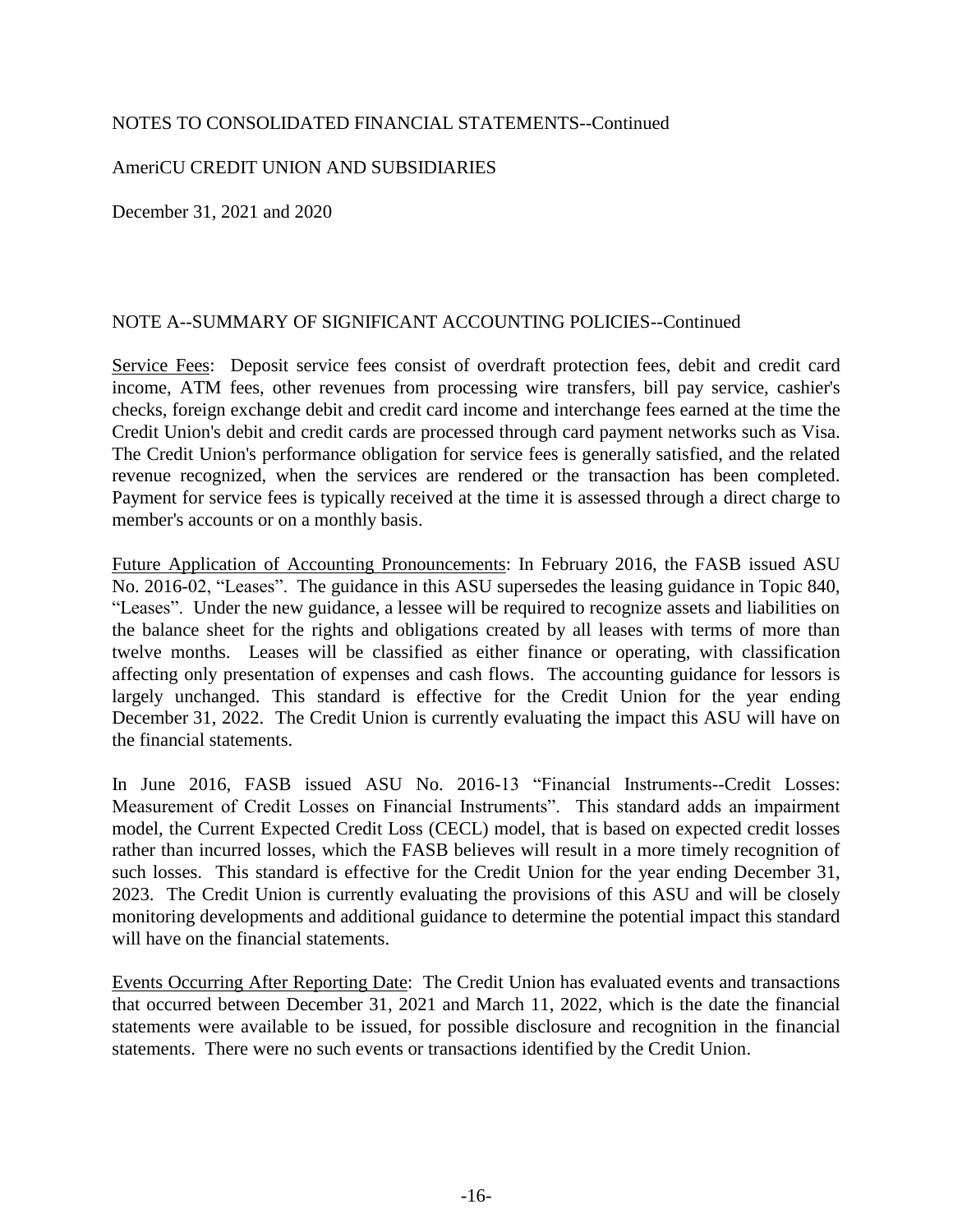NOTES TO CONSOLIDATED FINANCIAL STATEMENTS--Continued

AmeriCU CREDIT UNION AND SUBSIDIARIES

December 31, 2021 and 2020

NOTE A--SUMMARY OF SIGNIFICANT ACCOUNTING POLICIES--Continued

Service Fees: Deposit service fees consist of overdraft protection fees, debit and credit card income, ATM fees, other revenues from processing wire transfers, bill pay service, cashier's checks, foreign exchange debit and credit card income and interchange fees earned at the time the Credit Union's debit and credit cards are processed through card payment networks such as Visa. The Credit Union's performance obligation for service fees is generally satisfied, and the related revenue recognized, when the services are rendered or the transaction has been completed. Payment for service fees is typically received at the time it is assessed through a direct charge to member's accounts or on a monthly basis.

Future Application of Accounting Pronouncements: In February 2016, the FASB issued ASU No. 2016-02, "Leases". The guidance in this ASU supersedes the leasing guidance in Topic 840, "Leases". Under the new guidance, a lessee will be required to recognize assets and liabilities on the balance sheet for the rights and obligations created by all leases with terms of more than twelve months. Leases will be classified as either finance or operating, with classification affecting only presentation of expenses and cash flows. The accounting guidance for lessors is largely unchanged. This standard is effective for the Credit Union for the year ending December 31, 2022. The Credit Union is currently evaluating the impact this ASU will have on the financial statements.

In June 2016, FASB issued ASU No. 2016-13 "Financial Instruments--Credit Losses: Measurement of Credit Losses on Financial Instruments". This standard adds an impairment model, the Current Expected Credit Loss (CECL) model, that is based on expected credit losses rather than incurred losses, which the FASB believes will result in a more timely recognition of such losses. This standard is effective for the Credit Union for the year ending December 31, 2023. The Credit Union is currently evaluating the provisions of this ASU and will be closely monitoring developments and additional guidance to determine the potential impact this standard will have on the financial statements.

Events Occurring After Reporting Date: The Credit Union has evaluated events and transactions that occurred between December 31, 2021 and March 11, 2022, which is the date the financial statements were available to be issued, for possible disclosure and recognition in the financial statements. There were no such events or transactions identified by the Credit Union.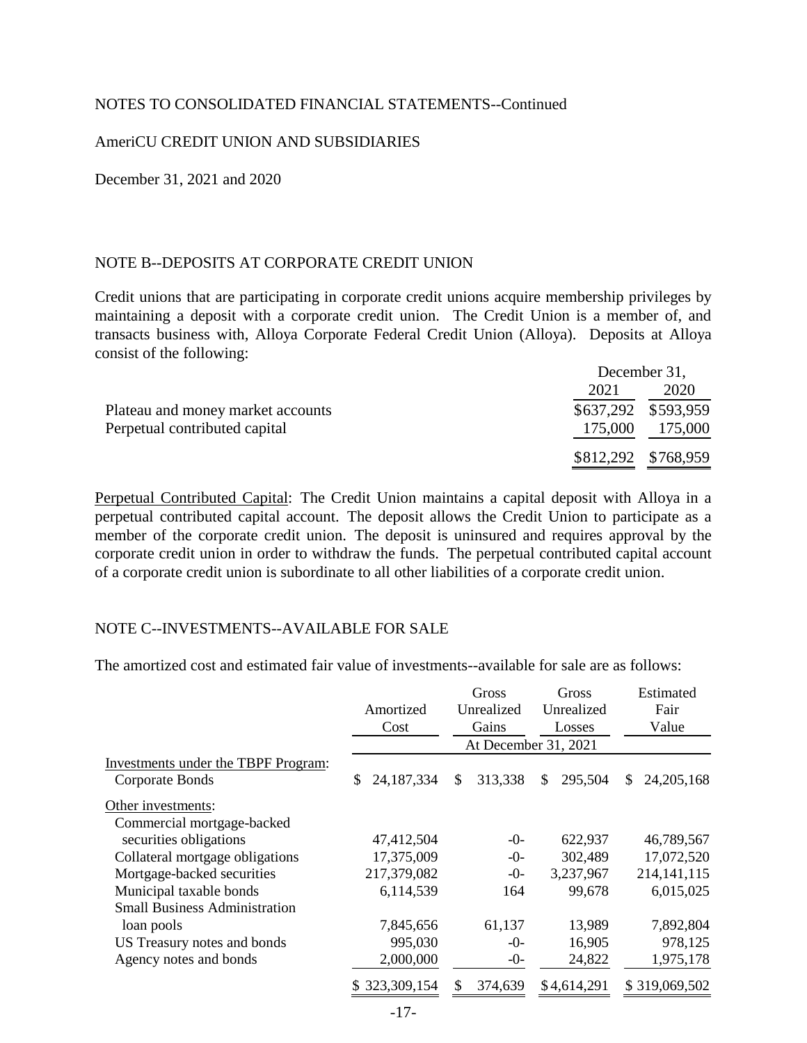NOTES TO CONSOLIDATED FINANCIAL STATEMENTS--Continued

AmeriCU CREDIT UNION AND SUBSIDIARIES

December 31, 2021 and 2020

## NOTE B--DEPOSITS AT CORPORATE CREDIT UNION

Credit unions that are participating in corporate credit unions acquire membership privileges by maintaining a deposit with a corporate credit union. The Credit Union is a member of, and transacts business with, Alloya Corporate Federal Credit Union (Alloya). Deposits at Alloya consist of the following:

| | December 31, 2021 | December 31, 2020 |
|---|---|---|
| Plateau and money market accounts | $637,292 | $593,959 |
| Perpetual contributed capital | 175,000 | 175,000 |
| | $812,292 | $768,959 |

Perpetual Contributed Capital: The Credit Union maintains a capital deposit with Alloya in a perpetual contributed capital account. The deposit allows the Credit Union to participate as a member of the corporate credit union. The deposit is uninsured and requires approval by the corporate credit union in order to withdraw the funds. The perpetual contributed capital account of a corporate credit union is subordinate to all other liabilities of a corporate credit union.

## NOTE C--INVESTMENTS--AVAILABLE FOR SALE

The amortized cost and estimated fair value of investments--available for sale are as follows:

| | Amortized Cost | Gross Unrealized Gains | Gross Unrealized Losses | Estimated Fair Value |
|---|---|---|---|---|
| | At December 31, 2021 | | | |
| Investments under the TBPF Program: | | | | |
| Corporate Bonds | $ 24,187,334 | $ 313,338 | $ 295,504 | $ 24,205,168 |
| Other investments: | | | | |
| Commercial mortgage-backed securities obligations | 47,412,504 | -0- | 622,937 | 46,789,567 |
| Collateral mortgage obligations | 17,375,009 | -0- | 302,489 | 17,072,520 |
| Mortgage-backed securities | 217,379,082 | -0- | 3,237,967 | 214,141,115 |
| Municipal taxable bonds | 6,114,539 | 164 | 99,678 | 6,015,025 |
| Small Business Administration loan pools | 7,845,656 | 61,137 | 13,989 | 7,892,804 |
| US Treasury notes and bonds | 995,030 | -0- | 16,905 | 978,125 |
| Agency notes and bonds | 2,000,000 | -0- | 24,822 | 1,975,178 |
| | $ 323,309,154 | $ 374,639 | $ 4,614,291 | $ 319,069,502 |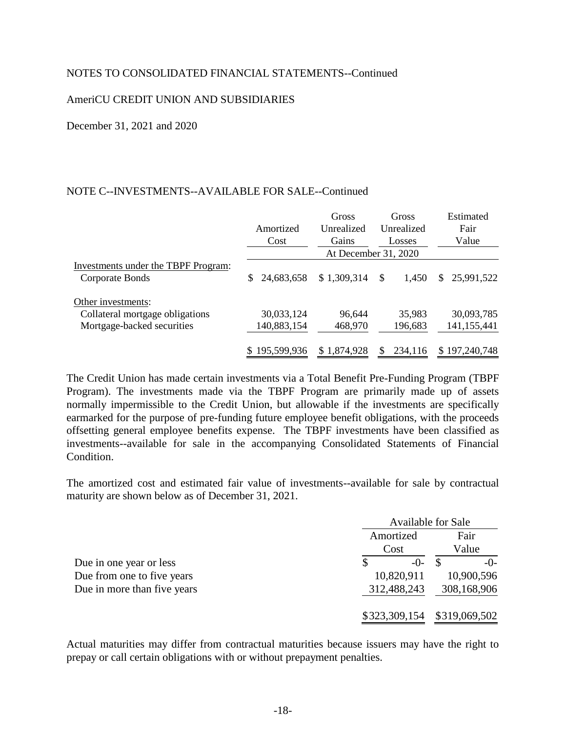NOTES TO CONSOLIDATED FINANCIAL STATEMENTS--Continued

AmeriCU CREDIT UNION AND SUBSIDIARIES

December 31, 2021 and 2020

NOTE C--INVESTMENTS--AVAILABLE FOR SALE--Continued

| | Amortized Cost | Gross Unrealized Gains | Gross Unrealized Losses | Estimated Fair Value |
|---|---|---|---|---|
| | At December 31, 2020 | | | |
| Investments under the TBPF Program: | | | | |
| Corporate Bonds | $ 24,683,658 | $ 1,309,314 | $ 1,450 | $ 25,991,522 |
| Other investments: | | | | |
| Collateral mortgage obligations | 30,033,124 | 96,644 | 35,983 | 30,093,785 |
| Mortgage-backed securities | 140,883,154 | 468,970 | 196,683 | 141,155,441 |
| | $ 195,599,936 | $ 1,874,928 | $ 234,116 | $ 197,240,748 |

The Credit Union has made certain investments via a Total Benefit Pre-Funding Program (TBPF Program). The investments made via the TBPF Program are primarily made up of assets normally impermissible to the Credit Union, but allowable if the investments are specifically earmarked for the purpose of pre-funding future employee benefit obligations, with the proceeds offsetting general employee benefits expense. The TBPF investments have been classified as investments--available for sale in the accompanying Consolidated Statements of Financial Condition.

The amortized cost and estimated fair value of investments--available for sale by contractual maturity are shown below as of December 31, 2021.

| | Available for Sale | |
|---|---|---|
| | Amortized Cost | Fair Value |
| Due in one year or less | $ -0- | $ -0- |
| Due from one to five years | 10,820,911 | 10,900,596 |
| Due in more than five years | 312,488,243 | 308,168,906 |
| | $323,309,154 | $319,069,502 |

Actual maturities may differ from contractual maturities because issuers may have the right to prepay or call certain obligations with or without prepayment penalties.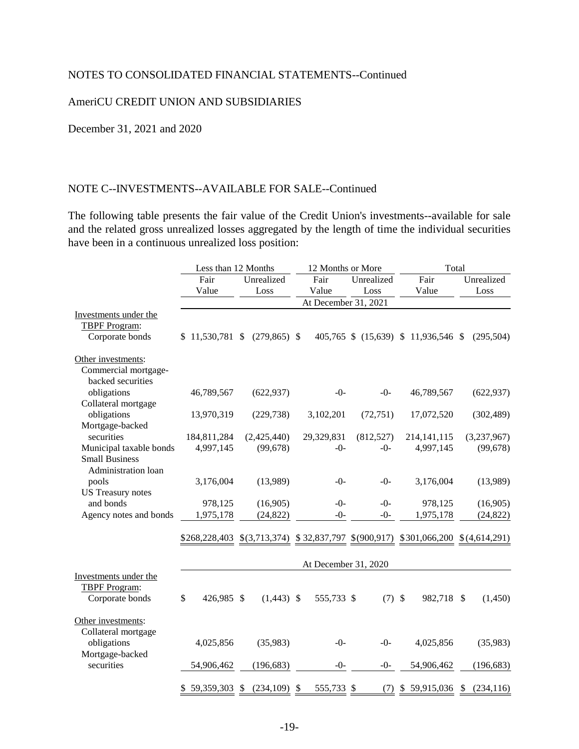NOTES TO CONSOLIDATED FINANCIAL STATEMENTS--Continued

AmeriCU CREDIT UNION AND SUBSIDIARIES

December 31, 2021 and 2020

NOTE C--INVESTMENTS--AVAILABLE FOR SALE--Continued

The following table presents the fair value of the Credit Union's investments--available for sale and the related gross unrealized losses aggregated by the length of time the individual securities have been in a continuous unrealized loss position:

| | Less than 12 Months | | 12 Months or More | | Total | |
|---|---|---|---|---|---|---|
| | Fair Value | Unrealized Loss | Fair Value | Unrealized Loss | Fair Value | Unrealized Loss |
| | At December 31, 2021 | | | | | |
| Investments under the TBPF Program: | | | | | | |
| Corporate bonds | $ 11,530,781 | $ (279,865) | $ 405,765 | $ (15,639) | $ 11,936,546 | $ (295,504) |
| Other investments: | | | | | | |
| Commercial mortgage-backed securities obligations | 46,789,567 | (622,937) | -0- | -0- | 46,789,567 | (622,937) |
| Collateral mortgage obligations | 13,970,319 | (229,738) | 3,102,201 | (72,751) | 17,072,520 | (302,489) |
| Mortgage-backed securities | 184,811,284 | (2,425,440) | 29,329,831 | (812,527) | 214,141,115 | (3,237,967) |
| Municipal taxable bonds | 4,997,145 | (99,678) | -0- | -0- | 4,997,145 | (99,678) |
| Small Business Administration loan pools | 3,176,004 | (13,989) | -0- | -0- | 3,176,004 | (13,989) |
| US Treasury notes and bonds | 978,125 | (16,905) | -0- | -0- | 978,125 | (16,905) |
| Agency notes and bonds | 1,975,178 | (24,822) | -0- | -0- | 1,975,178 | (24,822) |
| | $268,228,403 | $(3,713,374) | $ 32,837,797 | $(900,917) | $301,066,200 | $(4,614,291) |
| | At December 31, 2020 | | | | | |
| Investments under the TBPF Program: | | | | | | |
| Corporate bonds | $ 426,985 | $ (1,443) | $ 555,733 | $ (7) | $ 982,718 | $ (1,450) |
| Other investments: | | | | | | |
| Collateral mortgage obligations | 4,025,856 | (35,983) | -0- | -0- | 4,025,856 | (35,983) |
| Mortgage-backed securities | 54,906,462 | (196,683) | -0- | -0- | 54,906,462 | (196,683) |
| | $ 59,359,303 | $ (234,109) | $ 555,733 | $ (7) | $ 59,915,036 | $ (234,116) |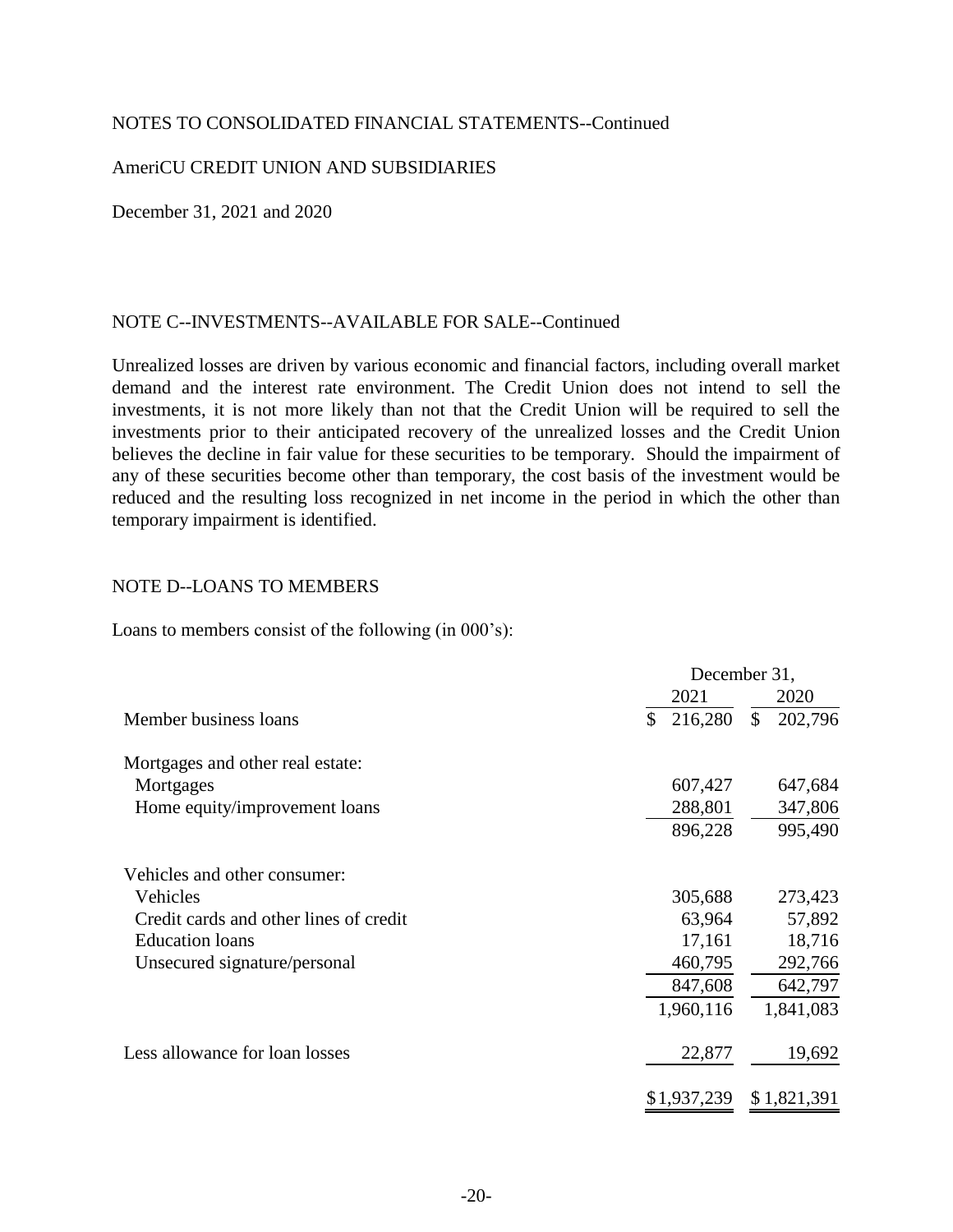NOTES TO CONSOLIDATED FINANCIAL STATEMENTS--Continued

AmeriCU CREDIT UNION AND SUBSIDIARIES

December 31, 2021 and 2020

## NOTE C--INVESTMENTS--AVAILABLE FOR SALE--Continued

Unrealized losses are driven by various economic and financial factors, including overall market demand and the interest rate environment. The Credit Union does not intend to sell the investments, it is not more likely than not that the Credit Union will be required to sell the investments prior to their anticipated recovery of the unrealized losses and the Credit Union believes the decline in fair value for these securities to be temporary. Should the impairment of any of these securities become other than temporary, the cost basis of the investment would be reduced and the resulting loss recognized in net income in the period in which the other than temporary impairment is identified.

## NOTE D--LOANS TO MEMBERS

Loans to members consist of the following (in 000's):

| | December 31, | |
|---|---|---|
| | 2021 | 2020 |
| Member business loans | $ 216,280 | $ 202,796 |
| Mortgages and other real estate: | | |
| Mortgages | 607,427 | 647,684 |
| Home equity/improvement loans | 288,801 | 347,806 |
| | 896,228 | 995,490 |
| Vehicles and other consumer: | | |
| Vehicles | 305,688 | 273,423 |
| Credit cards and other lines of credit | 63,964 | 57,892 |
| Education loans | 17,161 | 18,716 |
| Unsecured signature/personal | 460,795 | 292,766 |
| | 847,608 | 642,797 |
| | 1,960,116 | 1,841,083 |
| Less allowance for loan losses | 22,877 | 19,692 |
| | $1,937,239 | $ 1,821,391 |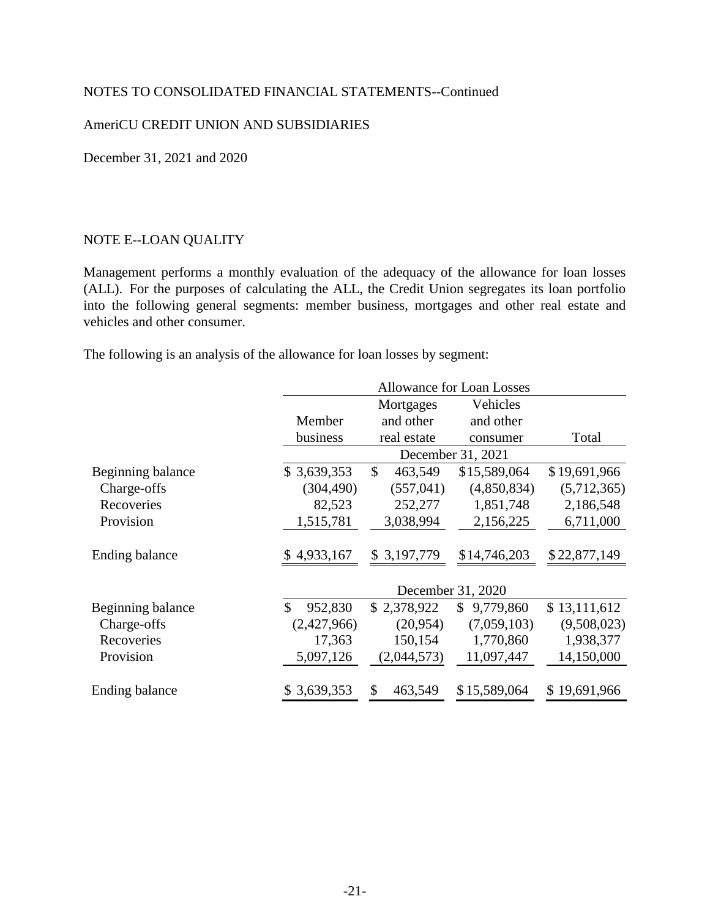NOTES TO CONSOLIDATED FINANCIAL STATEMENTS--Continued

AmeriCU CREDIT UNION AND SUBSIDIARIES

December 31, 2021 and 2020

## NOTE E--LOAN QUALITY

Management performs a monthly evaluation of the adequacy of the allowance for loan losses (ALL). For the purposes of calculating the ALL, the Credit Union segregates its loan portfolio into the following general segments: member business, mortgages and other real estate and vehicles and other consumer.

The following is an analysis of the allowance for loan losses by segment:

| | Allowance for Loan Losses | | | |
|---|---|---|---|---|
| | Member business | Mortgages and other real estate | Vehicles and other consumer | Total |
| | December 31, 2021 | | | |
| Beginning balance | $ 3,639,353 | $ 463,549 | $15,589,064 | $19,691,966 |
| Charge-offs | (304,490) | (557,041) | (4,850,834) | (5,712,365) |
| Recoveries | 82,523 | 252,277 | 1,851,748 | 2,186,548 |
| Provision | 1,515,781 | 3,038,994 | 2,156,225 | 6,711,000 |
| Ending balance | $ 4,933,167 | $ 3,197,779 | $14,746,203 | $22,877,149 |
| | December 31, 2020 | | | |
| Beginning balance | $ 952,830 | $ 2,378,922 | $ 9,779,860 | $ 13,111,612 |
| Charge-offs | (2,427,966) | (20,954) | (7,059,103) | (9,508,023) |
| Recoveries | 17,363 | 150,154 | 1,770,860 | 1,938,377 |
| Provision | 5,097,126 | (2,044,573) | 11,097,447 | 14,150,000 |
| Ending balance | $ 3,639,353 | $ 463,549 | $15,589,064 | $ 19,691,966 |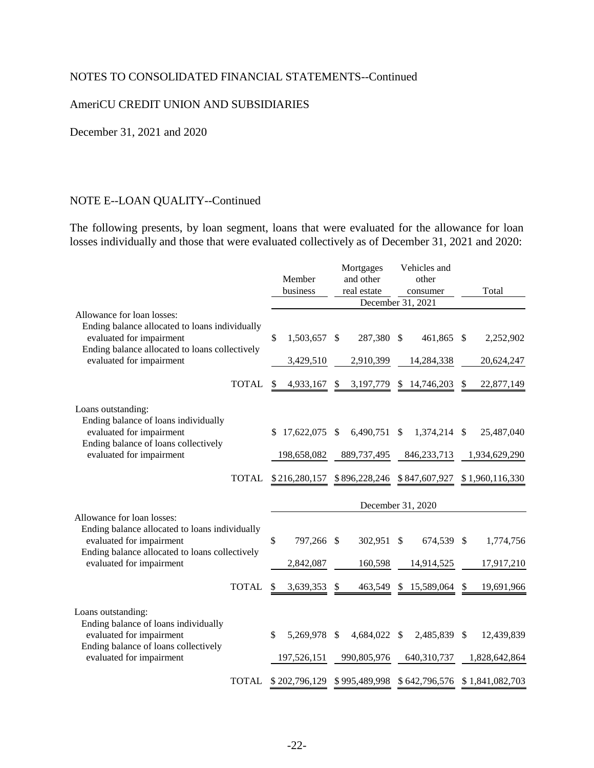NOTES TO CONSOLIDATED FINANCIAL STATEMENTS--Continued

AmeriCU CREDIT UNION AND SUBSIDIARIES

December 31, 2021 and 2020

NOTE E--LOAN QUALITY--Continued

The following presents, by loan segment, loans that were evaluated for the allowance for loan losses individually and those that were evaluated collectively as of December 31, 2021 and 2020:

| | Member business | Mortgages and other real estate | Vehicles and other consumer | Total |
|---|---|---|---|---|
| | December 31, 2021 | | | |
| Allowance for loan losses: | | | | |
| Ending balance allocated to loans individually evaluated for impairment | $ 1,503,657 | $ 287,380 | $ 461,865 | $ 2,252,902 |
| Ending balance allocated to loans collectively evaluated for impairment | 3,429,510 | 2,910,399 | 14,284,338 | 20,624,247 |
| TOTAL | $ 4,933,167 | $ 3,197,779 | $ 14,746,203 | $ 22,877,149 |
| Loans outstanding: | | | | |
| Ending balance of loans individually evaluated for impairment | $ 17,622,075 | $ 6,490,751 | $ 1,374,214 | $ 25,487,040 |
| Ending balance of loans collectively evaluated for impairment | 198,658,082 | 889,737,495 | 846,233,713 | 1,934,629,290 |
| TOTAL | $ 216,280,157 | $ 896,228,246 | $ 847,607,927 | $ 1,960,116,330 |
| | December 31, 2020 | | | |
| Allowance for loan losses: | | | | |
| Ending balance allocated to loans individually evaluated for impairment | $ 797,266 | $ 302,951 | $ 674,539 | $ 1,774,756 |
| Ending balance allocated to loans collectively evaluated for impairment | 2,842,087 | 160,598 | 14,914,525 | 17,917,210 |
| TOTAL | $ 3,639,353 | $ 463,549 | $ 15,589,064 | $ 19,691,966 |
| Loans outstanding: | | | | |
| Ending balance of loans individually evaluated for impairment | $ 5,269,978 | $ 4,684,022 | $ 2,485,839 | $ 12,439,839 |
| Ending balance of loans collectively evaluated for impairment | 197,526,151 | 990,805,976 | 640,310,737 | 1,828,642,864 |
| TOTAL | $ 202,796,129 | $ 995,489,998 | $ 642,796,576 | $ 1,841,082,703 |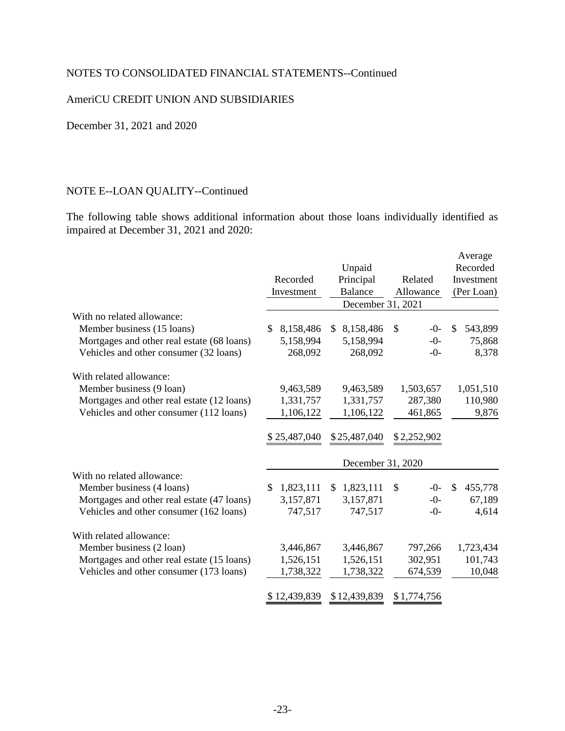NOTES TO CONSOLIDATED FINANCIAL STATEMENTS--Continued

AmeriCU CREDIT UNION AND SUBSIDIARIES

December 31, 2021 and 2020

## NOTE E--LOAN QUALITY--Continued

The following table shows additional information about those loans individually identified as impaired at December 31, 2021 and 2020:

| | Recorded Investment | Unpaid Principal Balance | Related Allowance | Average Recorded Investment (Per Loan) |
|---|---|---|---|---|
| | December 31, 2021 | | | |
| With no related allowance: | | | | |
| Member business (15 loans) | $ 8,158,486 | $ 8,158,486 | $ -0- | $ 543,899 |
| Mortgages and other real estate (68 loans) | 5,158,994 | 5,158,994 | -0- | 75,868 |
| Vehicles and other consumer (32 loans) | 268,092 | 268,092 | -0- | 8,378 |
| With related allowance: | | | | |
| Member business (9 loan) | 9,463,589 | 9,463,589 | 1,503,657 | 1,051,510 |
| Mortgages and other real estate (12 loans) | 1,331,757 | 1,331,757 | 287,380 | 110,980 |
| Vehicles and other consumer (112 loans) | 1,106,122 | 1,106,122 | 461,865 | 9,876 |
| | $ 25,487,040 | $ 25,487,040 | $ 2,252,902 | |
| | December 31, 2020 | | | |
| With no related allowance: | | | | |
| Member business (4 loans) | $ 1,823,111 | $ 1,823,111 | $ -0- | $ 455,778 |
| Mortgages and other real estate (47 loans) | 3,157,871 | 3,157,871 | -0- | 67,189 |
| Vehicles and other consumer (162 loans) | 747,517 | 747,517 | -0- | 4,614 |
| With related allowance: | | | | |
| Member business (2 loan) | 3,446,867 | 3,446,867 | 797,266 | 1,723,434 |
| Mortgages and other real estate (15 loans) | 1,526,151 | 1,526,151 | 302,951 | 101,743 |
| Vehicles and other consumer (173 loans) | 1,738,322 | 1,738,322 | 674,539 | 10,048 |
| | $ 12,439,839 | $ 12,439,839 | $ 1,774,756 | |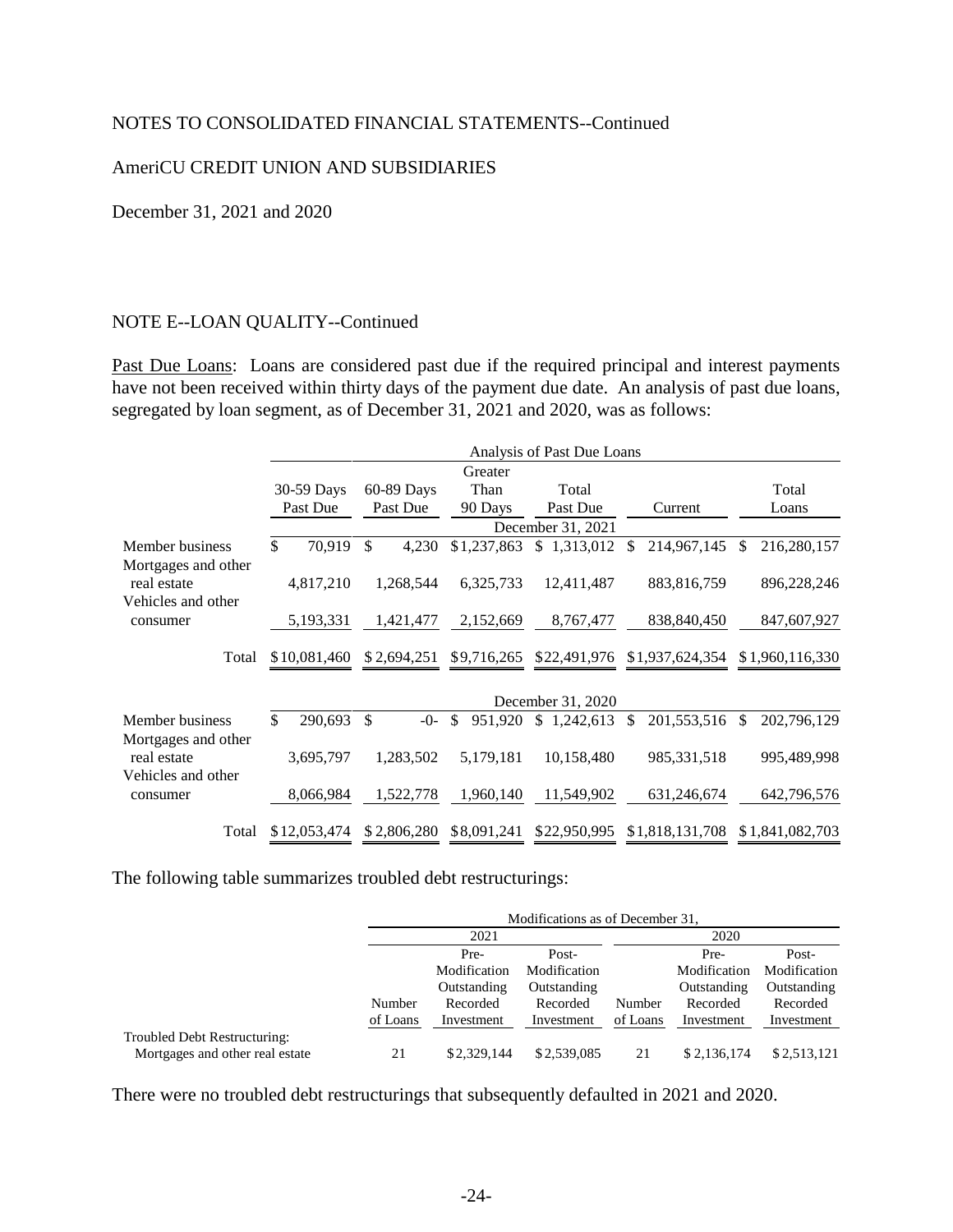NOTES TO CONSOLIDATED FINANCIAL STATEMENTS--Continued

AmeriCU CREDIT UNION AND SUBSIDIARIES

December 31, 2021 and 2020

NOTE E--LOAN QUALITY--Continued

Past Due Loans: Loans are considered past due if the required principal and interest payments have not been received within thirty days of the payment due date. An analysis of past due loans, segregated by loan segment, as of December 31, 2021 and 2020, was as follows:

| | Analysis of Past Due Loans | | | | | |
|---|---|---|---|---|---|---|
| | 30-59 Days Past Due | 60-89 Days Past Due | Greater Than 90 Days | Total Past Due | Current | Total Loans |
| | December 31, 2021 | | | | | |
| Member business | $ 70,919 | $ 4,230 | $1,237,863 | $ 1,313,012 | $ 214,967,145 | $ 216,280,157 |
| Mortgages and other real estate | 4,817,210 | 1,268,544 | 6,325,733 | 12,411,487 | 883,816,759 | 896,228,246 |
| Vehicles and other consumer | 5,193,331 | 1,421,477 | 2,152,669 | 8,767,477 | 838,840,450 | 847,607,927 |
| Total | $10,081,460 | $2,694,251 | $9,716,265 | $22,491,976 | $1,937,624,354 | $1,960,116,330 |
| | December 31, 2020 | | | | | |
| Member business | $ 290,693 | $ -0- | $ 951,920 | $ 1,242,613 | $ 201,553,516 | $ 202,796,129 |
| Mortgages and other real estate | 3,695,797 | 1,283,502 | 5,179,181 | 10,158,480 | 985,331,518 | 995,489,998 |
| Vehicles and other consumer | 8,066,984 | 1,522,778 | 1,960,140 | 11,549,902 | 631,246,674 | 642,796,576 |
| Total | $12,053,474 | $2,806,280 | $8,091,241 | $22,950,995 | $1,818,131,708 | $1,841,082,703 |

The following table summarizes troubled debt restructurings:

| | Modifications as of December 31, | | | | | |
|---|---|---|---|---|---|---|
| | 2021 | | | 2020 | | |
| | Number of Loans | Pre-Modification Outstanding Recorded Investment | Post-Modification Outstanding Recorded Investment | Number of Loans | Pre-Modification Outstanding Recorded Investment | Post-Modification Outstanding Recorded Investment |
| Troubled Debt Restructuring: | | | | | | |
| Mortgages and other real estate | 21 | $2,329,144 | $2,539,085 | 21 | $2,136,174 | $2,513,121 |

There were no troubled debt restructurings that subsequently defaulted in 2021 and 2020.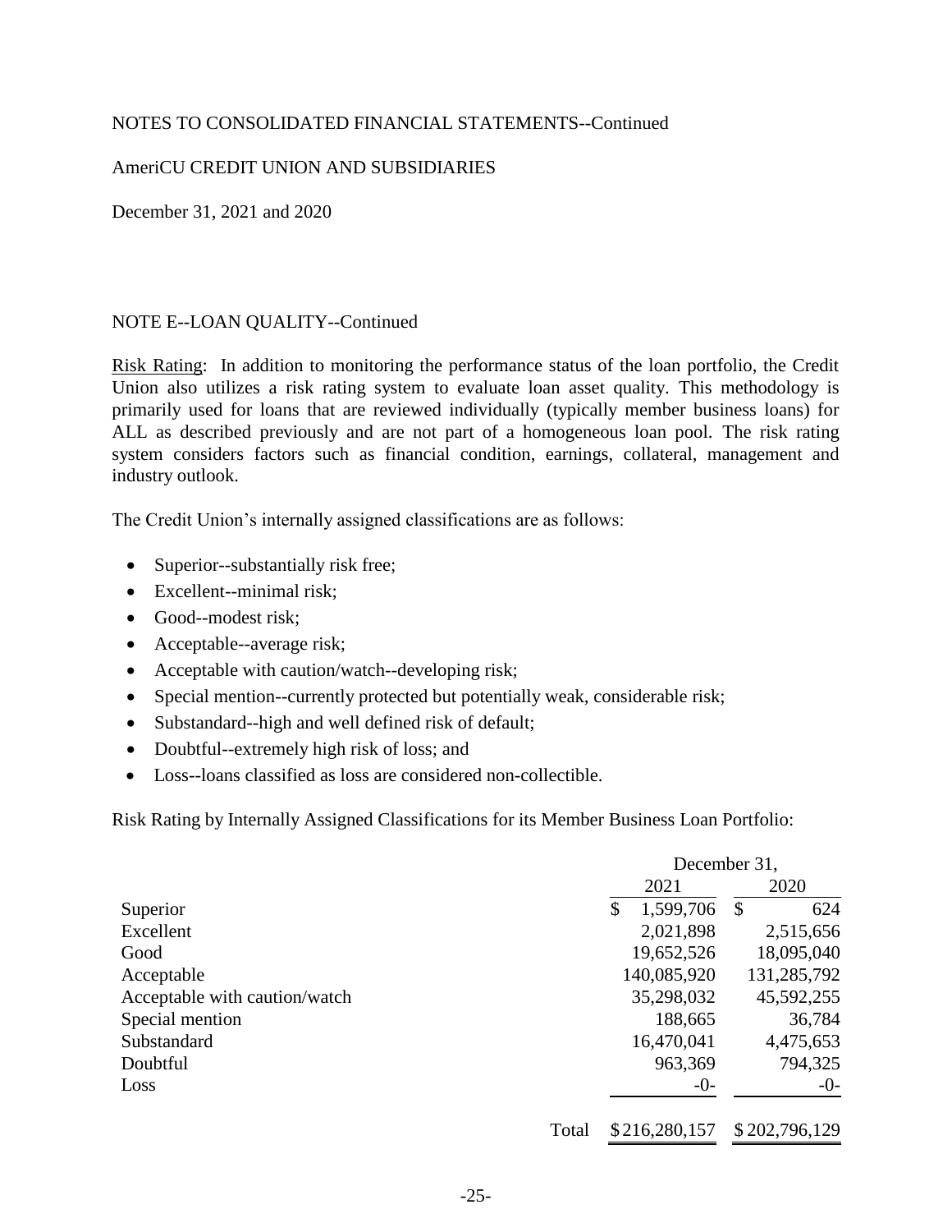NOTES TO CONSOLIDATED FINANCIAL STATEMENTS--Continued

AmeriCU CREDIT UNION AND SUBSIDIARIES

December 31, 2021 and 2020

NOTE E--LOAN QUALITY--Continued

Risk Rating: In addition to monitoring the performance status of the loan portfolio, the Credit Union also utilizes a risk rating system to evaluate loan asset quality. This methodology is primarily used for loans that are reviewed individually (typically member business loans) for ALL as described previously and are not part of a homogeneous loan pool. The risk rating system considers factors such as financial condition, earnings, collateral, management and industry outlook.

The Credit Union's internally assigned classifications are as follows:

- Superior--substantially risk free;
- Excellent--minimal risk;
- Good--modest risk;
- Acceptable--average risk;
- Acceptable with caution/watch--developing risk;
- Special mention--currently protected but potentially weak, considerable risk;
- Substandard--high and well defined risk of default;
- Doubtful--extremely high risk of loss; and
- Loss--loans classified as loss are considered non-collectible.

Risk Rating by Internally Assigned Classifications for its Member Business Loan Portfolio:

| | December 31, | |
|---|---|---|
| | 2021 | 2020 |
| Superior | $ 1,599,706 | $ 624 |
| Excellent | 2,021,898 | 2,515,656 |
| Good | 19,652,526 | 18,095,040 |
| Acceptable | 140,085,920 | 131,285,792 |
| Acceptable with caution/watch | 35,298,032 | 45,592,255 |
| Special mention | 188,665 | 36,784 |
| Substandard | 16,470,041 | 4,475,653 |
| Doubtful | 963,369 | 794,325 |
| Loss | -0- | -0- |
| Total | $ 216,280,157 | $ 202,796,129 |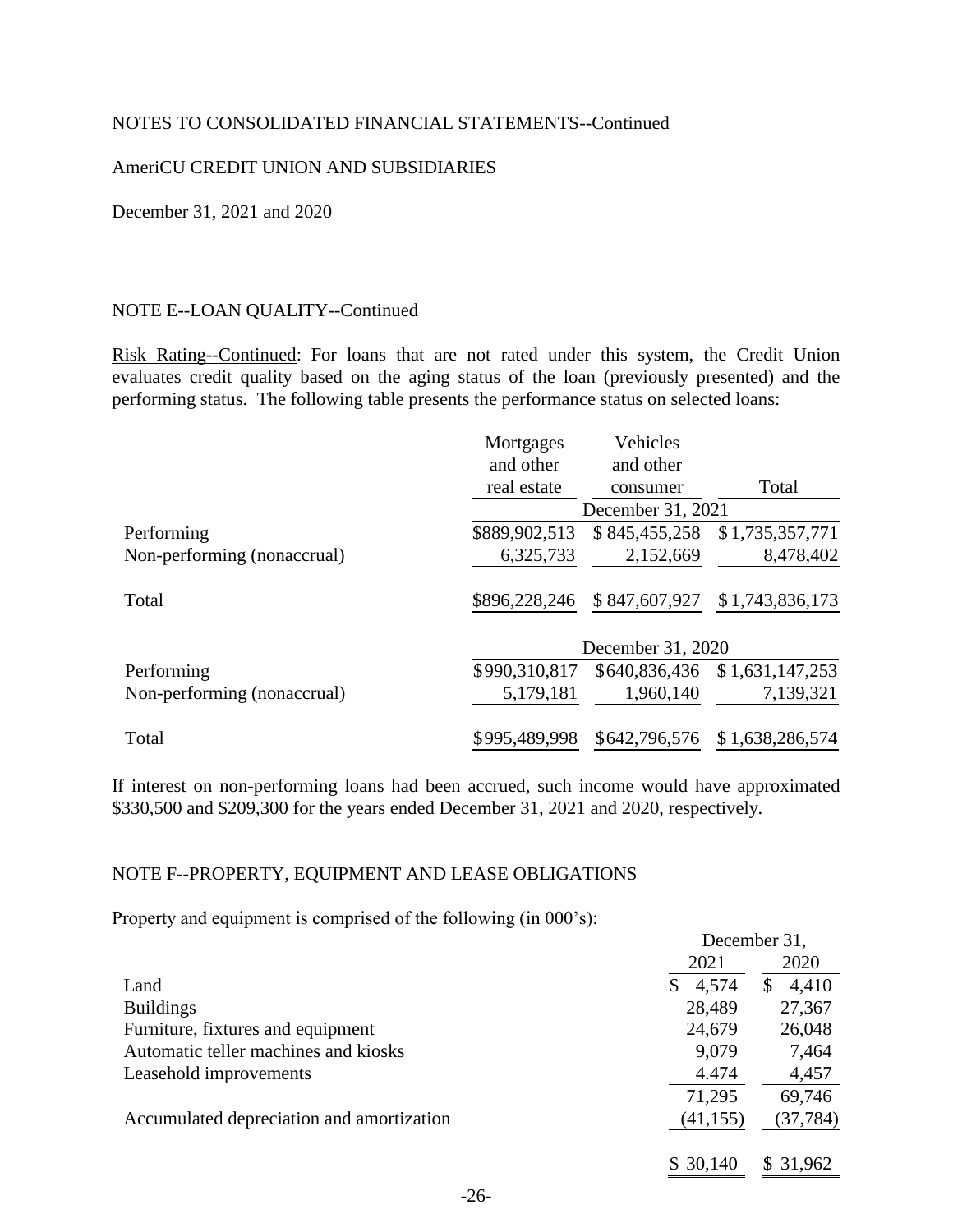NOTES TO CONSOLIDATED FINANCIAL STATEMENTS--Continued

AmeriCU CREDIT UNION AND SUBSIDIARIES

December 31, 2021 and 2020

NOTE E--LOAN QUALITY--Continued

Risk Rating--Continued: For loans that are not rated under this system, the Credit Union evaluates credit quality based on the aging status of the loan (previously presented) and the performing status. The following table presents the performance status on selected loans:

| | Mortgages and other real estate | Vehicles and other consumer | Total |
|---|---|---|---|
| | December 31, 2021 | | |
| Performing | $889,902,513 | $ 845,455,258 | $ 1,735,357,771 |
| Non-performing (nonaccrual) | 6,325,733 | 2,152,669 | 8,478,402 |
| Total | $896,228,246 | $ 847,607,927 | $ 1,743,836,173 |
| | December 31, 2020 | | |
| Performing | $990,310,817 | $640,836,436 | $ 1,631,147,253 |
| Non-performing (nonaccrual) | 5,179,181 | 1,960,140 | 7,139,321 |
| Total | $995,489,998 | $642,796,576 | $ 1,638,286,574 |

If interest on non-performing loans had been accrued, such income would have approximated $330,500 and $209,300 for the years ended December 31, 2021 and 2020, respectively.

NOTE F--PROPERTY, EQUIPMENT AND LEASE OBLIGATIONS

Property and equipment is comprised of the following (in 000's):

| | December 31, 2021 | December 31, 2020 |
|---|---|---|
| Land | $ 4,574 | $ 4,410 |
| Buildings | 28,489 | 27,367 |
| Furniture, fixtures and equipment | 24,679 | 26,048 |
| Automatic teller machines and kiosks | 9,079 | 7,464 |
| Leasehold improvements | 4.474 | 4,457 |
| | 71,295 | 69,746 |
| Accumulated depreciation and amortization | (41,155) | (37,784) |
| | $ 30,140 | $ 31,962 |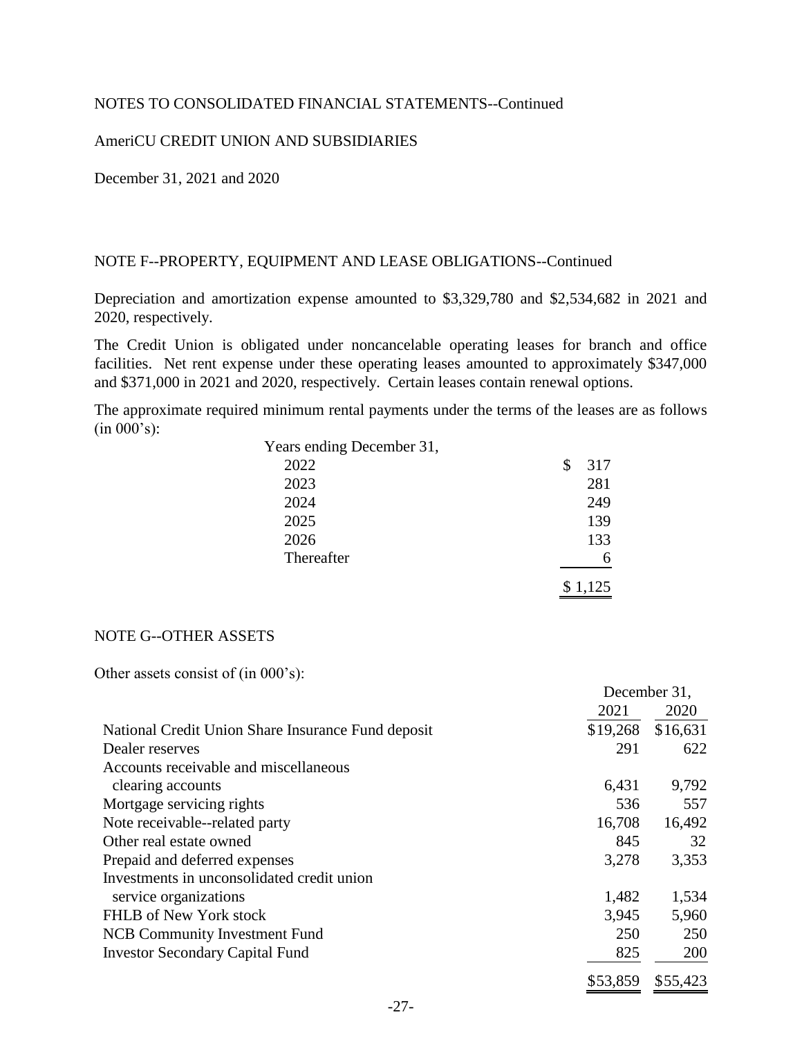NOTES TO CONSOLIDATED FINANCIAL STATEMENTS--Continued

AmeriCU CREDIT UNION AND SUBSIDIARIES

December 31, 2021 and 2020

## NOTE F--PROPERTY, EQUIPMENT AND LEASE OBLIGATIONS--Continued

Depreciation and amortization expense amounted to $3,329,780 and $2,534,682 in 2021 and 2020, respectively.

The Credit Union is obligated under noncancelable operating leases for branch and office facilities. Net rent expense under these operating leases amounted to approximately $347,000 and $371,000 in 2021 and 2020, respectively. Certain leases contain renewal options.

The approximate required minimum rental payments under the terms of the leases are as follows (in 000's):

| Years ending December 31, | |
|---|---|
| 2022 | $ 317 |
| 2023 | 281 |
| 2024 | 249 |
| 2025 | 139 |
| 2026 | 133 |
| Thereafter | 6 |
| | $ 1,125 |

## NOTE G--OTHER ASSETS

Other assets consist of (in 000's):

| | December 31, 2021 | December 31, 2020 |
|---|---|---|
| National Credit Union Share Insurance Fund deposit | $19,268 | $16,631 |
| Dealer reserves | 291 | 622 |
| Accounts receivable and miscellaneous clearing accounts | 6,431 | 9,792 |
| Mortgage servicing rights | 536 | 557 |
| Note receivable--related party | 16,708 | 16,492 |
| Other real estate owned | 845 | 32 |
| Prepaid and deferred expenses | 3,278 | 3,353 |
| Investments in unconsolidated credit union service organizations | 1,482 | 1,534 |
| FHLB of New York stock | 3,945 | 5,960 |
| NCB Community Investment Fund | 250 | 250 |
| Investor Secondary Capital Fund | 825 | 200 |
| | $53,859 | $55,423 |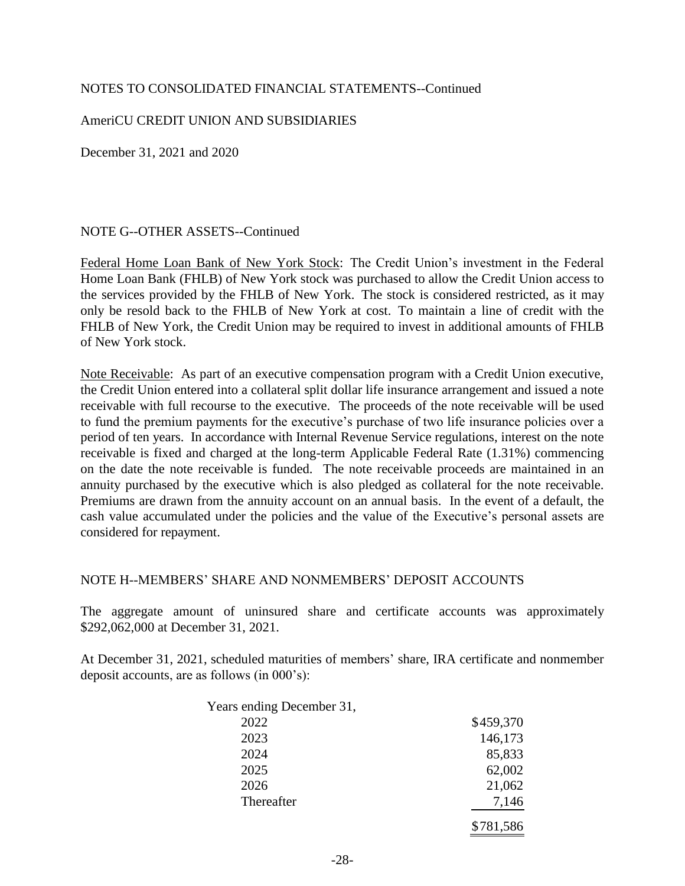NOTES TO CONSOLIDATED FINANCIAL STATEMENTS--Continued

AmeriCU CREDIT UNION AND SUBSIDIARIES

December 31, 2021 and 2020

## NOTE G--OTHER ASSETS--Continued

Federal Home Loan Bank of New York Stock: The Credit Union's investment in the Federal Home Loan Bank (FHLB) of New York stock was purchased to allow the Credit Union access to the services provided by the FHLB of New York. The stock is considered restricted, as it may only be resold back to the FHLB of New York at cost. To maintain a line of credit with the FHLB of New York, the Credit Union may be required to invest in additional amounts of FHLB of New York stock.

Note Receivable: As part of an executive compensation program with a Credit Union executive, the Credit Union entered into a collateral split dollar life insurance arrangement and issued a note receivable with full recourse to the executive. The proceeds of the note receivable will be used to fund the premium payments for the executive's purchase of two life insurance policies over a period of ten years. In accordance with Internal Revenue Service regulations, interest on the note receivable is fixed and charged at the long-term Applicable Federal Rate (1.31%) commencing on the date the note receivable is funded. The note receivable proceeds are maintained in an annuity purchased by the executive which is also pledged as collateral for the note receivable. Premiums are drawn from the annuity account on an annual basis. In the event of a default, the cash value accumulated under the policies and the value of the Executive's personal assets are considered for repayment.

## NOTE H--MEMBERS' SHARE AND NONMEMBERS' DEPOSIT ACCOUNTS

The aggregate amount of uninsured share and certificate accounts was approximately $292,062,000 at December 31, 2021.

At December 31, 2021, scheduled maturities of members' share, IRA certificate and nonmember deposit accounts, are as follows (in 000's):

| Years ending December 31, | |
|---|---|
| 2022 | $459,370 |
| 2023 | 146,173 |
| 2024 | 85,833 |
| 2025 | 62,002 |
| 2026 | 21,062 |
| Thereafter | 7,146 |
| | $781,586 |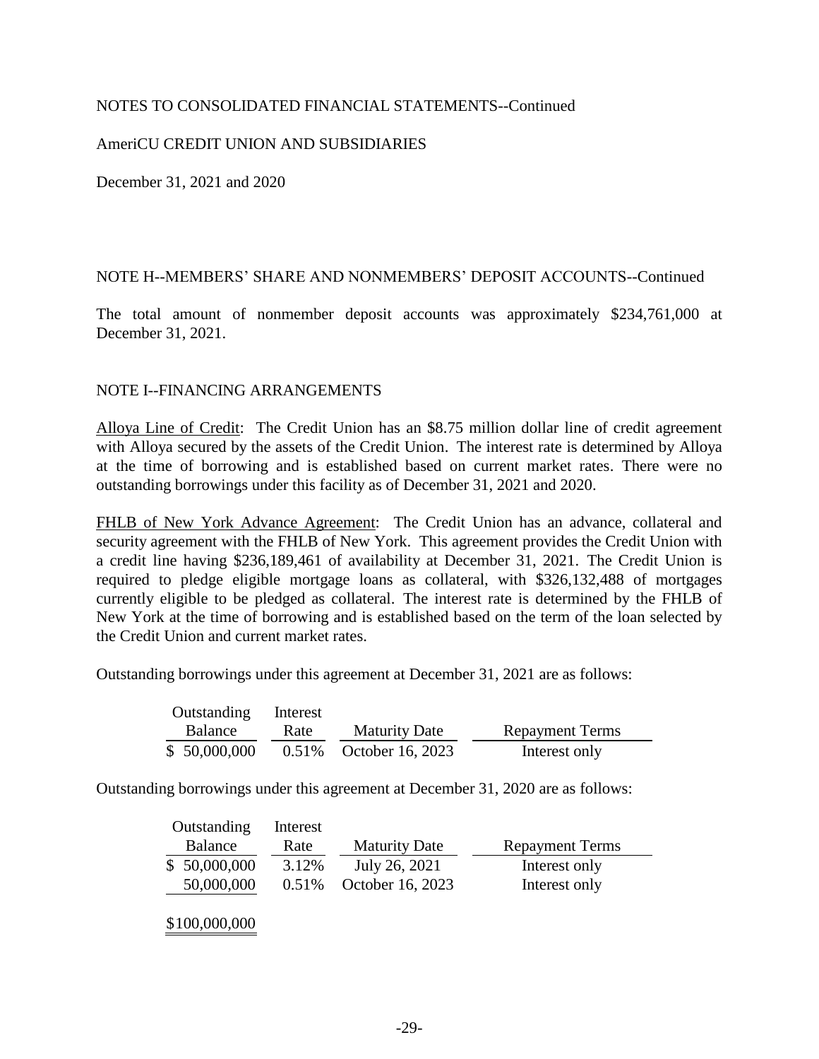NOTES TO CONSOLIDATED FINANCIAL STATEMENTS--Continued

AmeriCU CREDIT UNION AND SUBSIDIARIES

December 31, 2021 and 2020

NOTE H--MEMBERS' SHARE AND NONMEMBERS' DEPOSIT ACCOUNTS--Continued

The total amount of nonmember deposit accounts was approximately $234,761,000 at December 31, 2021.

NOTE I--FINANCING ARRANGEMENTS

Alloya Line of Credit: The Credit Union has an $8.75 million dollar line of credit agreement with Alloya secured by the assets of the Credit Union. The interest rate is determined by Alloya at the time of borrowing and is established based on current market rates. There were no outstanding borrowings under this facility as of December 31, 2021 and 2020.

FHLB of New York Advance Agreement: The Credit Union has an advance, collateral and security agreement with the FHLB of New York. This agreement provides the Credit Union with a credit line having $236,189,461 of availability at December 31, 2021. The Credit Union is required to pledge eligible mortgage loans as collateral, with $326,132,488 of mortgages currently eligible to be pledged as collateral. The interest rate is determined by the FHLB of New York at the time of borrowing and is established based on the term of the loan selected by the Credit Union and current market rates.

Outstanding borrowings under this agreement at December 31, 2021 are as follows:

| Outstanding Balance | Interest Rate | Maturity Date | Repayment Terms |
|---|---|---|---|
| $ 50,000,000 | 0.51% | October 16, 2023 | Interest only |

Outstanding borrowings under this agreement at December 31, 2020 are as follows:

| Outstanding Balance | Interest Rate | Maturity Date | Repayment Terms |
|---|---|---|---|
| $ 50,000,000 | 3.12% | July 26, 2021 | Interest only |
| 50,000,000 | 0.51% | October 16, 2023 | Interest only |
| $100,000,000 | | | |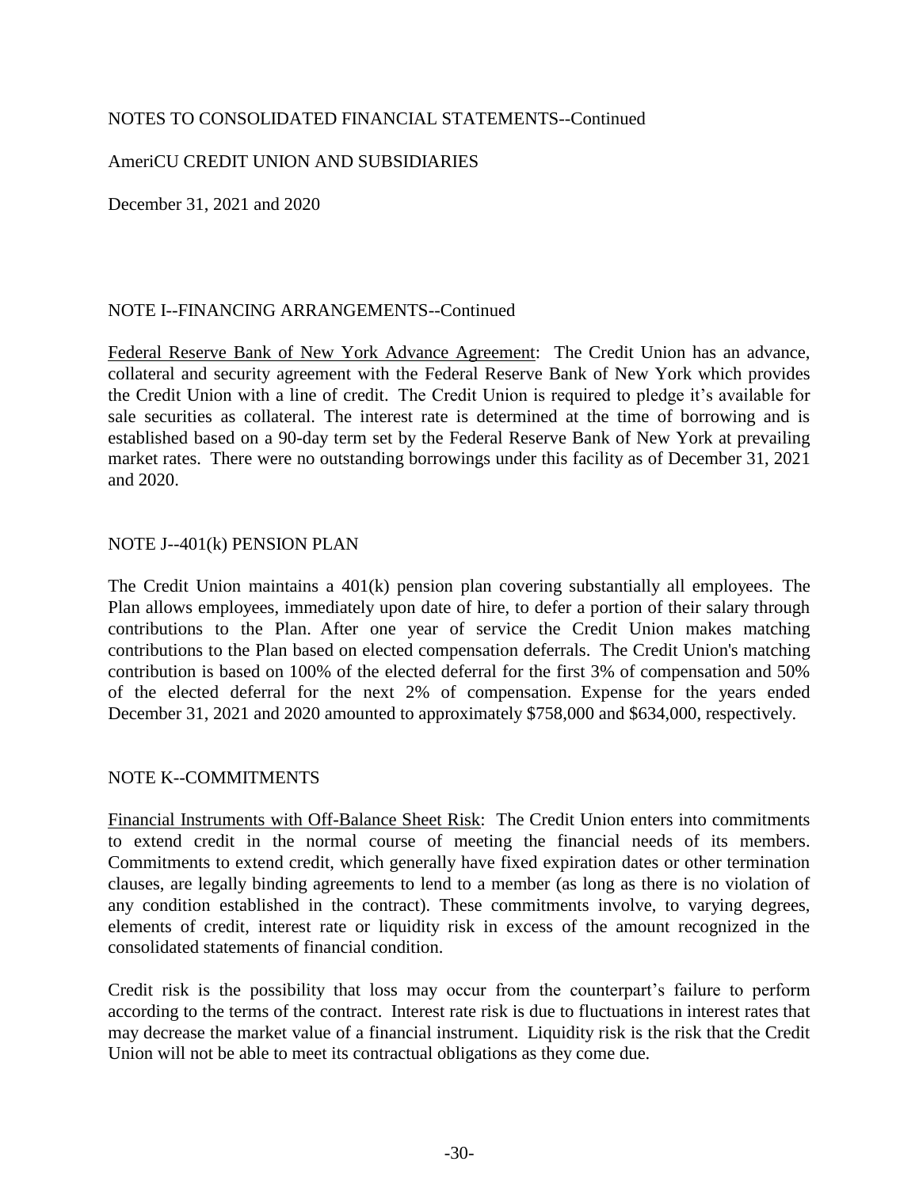NOTES TO CONSOLIDATED FINANCIAL STATEMENTS--Continued

AmeriCU CREDIT UNION AND SUBSIDIARIES

December 31, 2021 and 2020

## NOTE I--FINANCING ARRANGEMENTS--Continued

Federal Reserve Bank of New York Advance Agreement: The Credit Union has an advance, collateral and security agreement with the Federal Reserve Bank of New York which provides the Credit Union with a line of credit. The Credit Union is required to pledge it's available for sale securities as collateral. The interest rate is determined at the time of borrowing and is established based on a 90-day term set by the Federal Reserve Bank of New York at prevailing market rates. There were no outstanding borrowings under this facility as of December 31, 2021 and 2020.

## NOTE J--401(k) PENSION PLAN

The Credit Union maintains a 401(k) pension plan covering substantially all employees. The Plan allows employees, immediately upon date of hire, to defer a portion of their salary through contributions to the Plan. After one year of service the Credit Union makes matching contributions to the Plan based on elected compensation deferrals. The Credit Union's matching contribution is based on 100% of the elected deferral for the first 3% of compensation and 50% of the elected deferral for the next 2% of compensation. Expense for the years ended December 31, 2021 and 2020 amounted to approximately $758,000 and $634,000, respectively.

## NOTE K--COMMITMENTS

Financial Instruments with Off-Balance Sheet Risk: The Credit Union enters into commitments to extend credit in the normal course of meeting the financial needs of its members. Commitments to extend credit, which generally have fixed expiration dates or other termination clauses, are legally binding agreements to lend to a member (as long as there is no violation of any condition established in the contract). These commitments involve, to varying degrees, elements of credit, interest rate or liquidity risk in excess of the amount recognized in the consolidated statements of financial condition.

Credit risk is the possibility that loss may occur from the counterpart's failure to perform according to the terms of the contract. Interest rate risk is due to fluctuations in interest rates that may decrease the market value of a financial instrument. Liquidity risk is the risk that the Credit Union will not be able to meet its contractual obligations as they come due.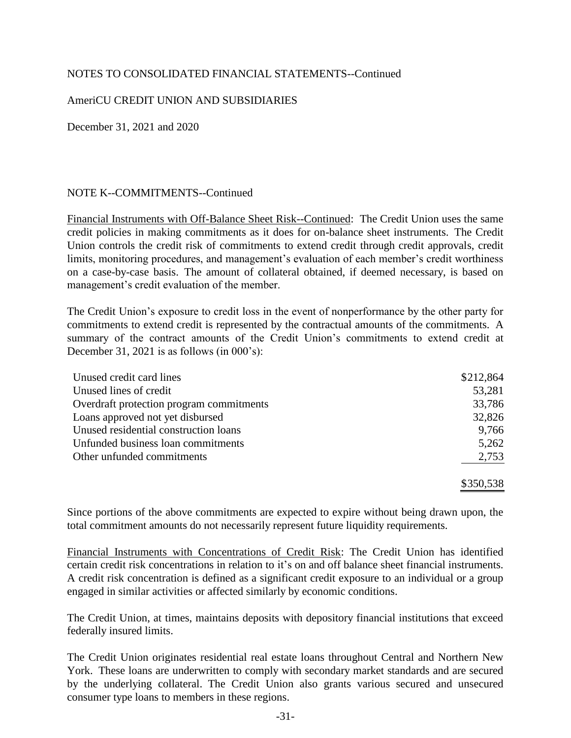NOTES TO CONSOLIDATED FINANCIAL STATEMENTS--Continued

AmeriCU CREDIT UNION AND SUBSIDIARIES

December 31, 2021 and 2020

NOTE K--COMMITMENTS--Continued

Financial Instruments with Off-Balance Sheet Risk--Continued: The Credit Union uses the same credit policies in making commitments as it does for on-balance sheet instruments. The Credit Union controls the credit risk of commitments to extend credit through credit approvals, credit limits, monitoring procedures, and management's evaluation of each member's credit worthiness on a case-by-case basis. The amount of collateral obtained, if deemed necessary, is based on management's credit evaluation of the member.

The Credit Union's exposure to credit loss in the event of nonperformance by the other party for commitments to extend credit is represented by the contractual amounts of the commitments. A summary of the contract amounts of the Credit Union's commitments to extend credit at December 31, 2021 is as follows (in 000's):

| | |
|---|---:|
| Unused credit card lines | $212,864 |
| Unused lines of credit | 53,281 |
| Overdraft protection program commitments | 33,786 |
| Loans approved not yet disbursed | 32,826 |
| Unused residential construction loans | 9,766 |
| Unfunded business loan commitments | 5,262 |
| Other unfunded commitments | 2,753 |
| | $350,538 |

Since portions of the above commitments are expected to expire without being drawn upon, the total commitment amounts do not necessarily represent future liquidity requirements.

Financial Instruments with Concentrations of Credit Risk: The Credit Union has identified certain credit risk concentrations in relation to it's on and off balance sheet financial instruments. A credit risk concentration is defined as a significant credit exposure to an individual or a group engaged in similar activities or affected similarly by economic conditions.

The Credit Union, at times, maintains deposits with depository financial institutions that exceed federally insured limits.

The Credit Union originates residential real estate loans throughout Central and Northern New York. These loans are underwritten to comply with secondary market standards and are secured by the underlying collateral. The Credit Union also grants various secured and unsecured consumer type loans to members in these regions.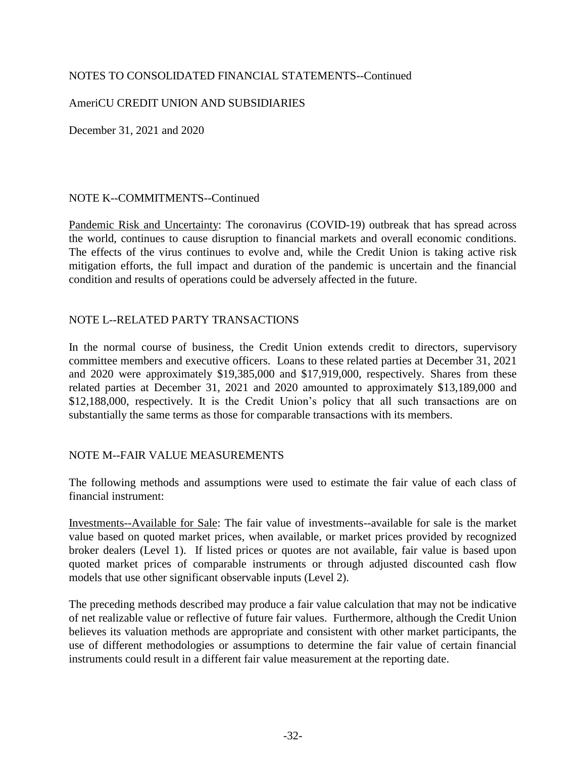NOTES TO CONSOLIDATED FINANCIAL STATEMENTS--Continued

AmeriCU CREDIT UNION AND SUBSIDIARIES

December 31, 2021 and 2020

## NOTE K--COMMITMENTS--Continued

Pandemic Risk and Uncertainty: The coronavirus (COVID-19) outbreak that has spread across the world, continues to cause disruption to financial markets and overall economic conditions. The effects of the virus continues to evolve and, while the Credit Union is taking active risk mitigation efforts, the full impact and duration of the pandemic is uncertain and the financial condition and results of operations could be adversely affected in the future.

## NOTE L--RELATED PARTY TRANSACTIONS

In the normal course of business, the Credit Union extends credit to directors, supervisory committee members and executive officers. Loans to these related parties at December 31, 2021 and 2020 were approximately $19,385,000 and $17,919,000, respectively. Shares from these related parties at December 31, 2021 and 2020 amounted to approximately $13,189,000 and $12,188,000, respectively. It is the Credit Union's policy that all such transactions are on substantially the same terms as those for comparable transactions with its members.

## NOTE M--FAIR VALUE MEASUREMENTS

The following methods and assumptions were used to estimate the fair value of each class of financial instrument:

Investments--Available for Sale: The fair value of investments--available for sale is the market value based on quoted market prices, when available, or market prices provided by recognized broker dealers (Level 1). If listed prices or quotes are not available, fair value is based upon quoted market prices of comparable instruments or through adjusted discounted cash flow models that use other significant observable inputs (Level 2).

The preceding methods described may produce a fair value calculation that may not be indicative of net realizable value or reflective of future fair values. Furthermore, although the Credit Union believes its valuation methods are appropriate and consistent with other market participants, the use of different methodologies or assumptions to determine the fair value of certain financial instruments could result in a different fair value measurement at the reporting date.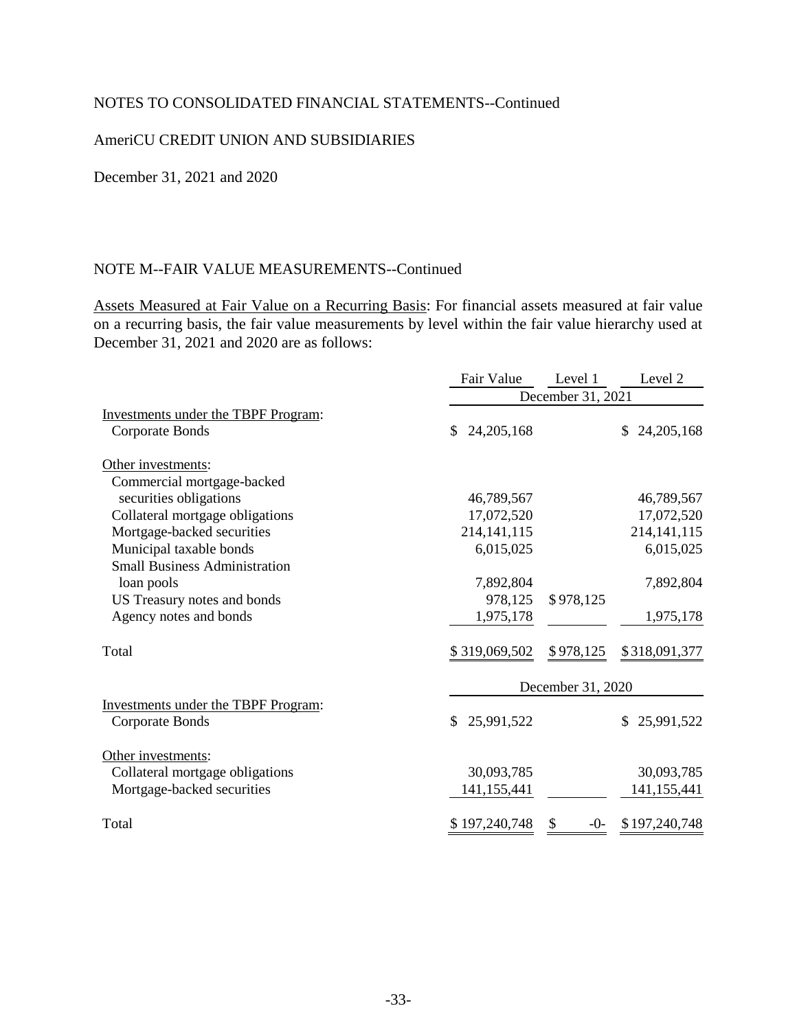NOTES TO CONSOLIDATED FINANCIAL STATEMENTS--Continued

AmeriCU CREDIT UNION AND SUBSIDIARIES

December 31, 2021 and 2020

NOTE M--FAIR VALUE MEASUREMENTS--Continued

Assets Measured at Fair Value on a Recurring Basis: For financial assets measured at fair value on a recurring basis, the fair value measurements by level within the fair value hierarchy used at December 31, 2021 and 2020 are as follows:

| | Fair Value | Level 1 | Level 2 |
|---|---|---|---|
| | December 31, 2021 | | |
| Investments under the TBPF Program: | | | |
| Corporate Bonds | $ 24,205,168 | | $ 24,205,168 |
| Other investments: | | | |
| Commercial mortgage-backed securities obligations | 46,789,567 | | 46,789,567 |
| Collateral mortgage obligations | 17,072,520 | | 17,072,520 |
| Mortgage-backed securities | 214,141,115 | | 214,141,115 |
| Municipal taxable bonds | 6,015,025 | | 6,015,025 |
| Small Business Administration loan pools | 7,892,804 | | 7,892,804 |
| US Treasury notes and bonds | 978,125 | $ 978,125 | |
| Agency notes and bonds | 1,975,178 | | 1,975,178 |
| Total | $ 319,069,502 | $ 978,125 | $ 318,091,377 |
| | December 31, 2020 | | |
| Investments under the TBPF Program: | | | |
| Corporate Bonds | $ 25,991,522 | | $ 25,991,522 |
| Other investments: | | | |
| Collateral mortgage obligations | 30,093,785 | | 30,093,785 |
| Mortgage-backed securities | 141,155,441 | | 141,155,441 |
| Total | $ 197,240,748 | $ -0- | $ 197,240,748 |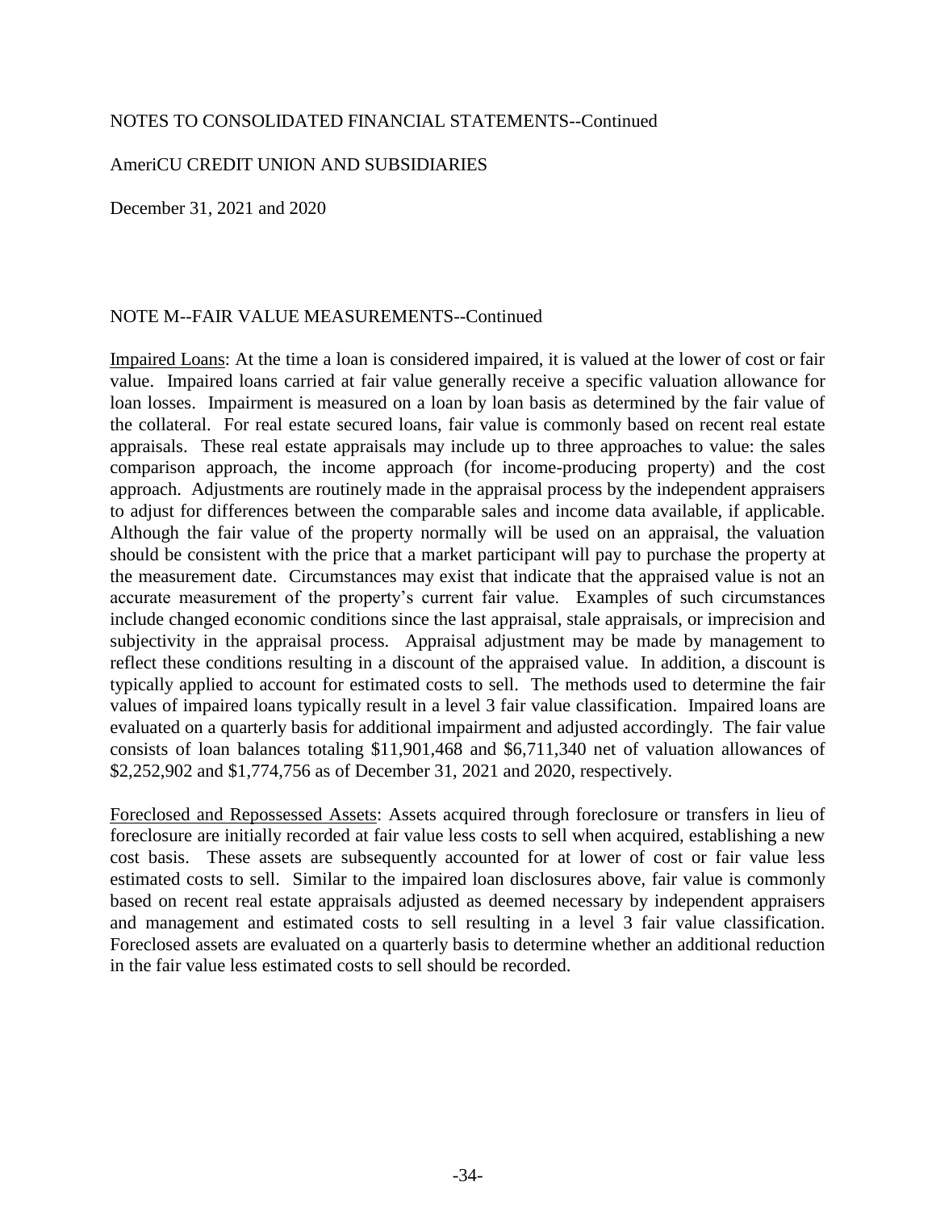NOTES TO CONSOLIDATED FINANCIAL STATEMENTS--Continued

AmeriCU CREDIT UNION AND SUBSIDIARIES

December 31, 2021 and 2020

## NOTE M--FAIR VALUE MEASUREMENTS--Continued

Impaired Loans: At the time a loan is considered impaired, it is valued at the lower of cost or fair value. Impaired loans carried at fair value generally receive a specific valuation allowance for loan losses. Impairment is measured on a loan by loan basis as determined by the fair value of the collateral. For real estate secured loans, fair value is commonly based on recent real estate appraisals. These real estate appraisals may include up to three approaches to value: the sales comparison approach, the income approach (for income-producing property) and the cost approach. Adjustments are routinely made in the appraisal process by the independent appraisers to adjust for differences between the comparable sales and income data available, if applicable. Although the fair value of the property normally will be used on an appraisal, the valuation should be consistent with the price that a market participant will pay to purchase the property at the measurement date. Circumstances may exist that indicate that the appraised value is not an accurate measurement of the property's current fair value. Examples of such circumstances include changed economic conditions since the last appraisal, stale appraisals, or imprecision and subjectivity in the appraisal process. Appraisal adjustment may be made by management to reflect these conditions resulting in a discount of the appraised value. In addition, a discount is typically applied to account for estimated costs to sell. The methods used to determine the fair values of impaired loans typically result in a level 3 fair value classification. Impaired loans are evaluated on a quarterly basis for additional impairment and adjusted accordingly. The fair value consists of loan balances totaling $11,901,468 and $6,711,340 net of valuation allowances of $2,252,902 and $1,774,756 as of December 31, 2021 and 2020, respectively.

Foreclosed and Repossessed Assets: Assets acquired through foreclosure or transfers in lieu of foreclosure are initially recorded at fair value less costs to sell when acquired, establishing a new cost basis. These assets are subsequently accounted for at lower of cost or fair value less estimated costs to sell. Similar to the impaired loan disclosures above, fair value is commonly based on recent real estate appraisals adjusted as deemed necessary by independent appraisers and management and estimated costs to sell resulting in a level 3 fair value classification. Foreclosed assets are evaluated on a quarterly basis to determine whether an additional reduction in the fair value less estimated costs to sell should be recorded.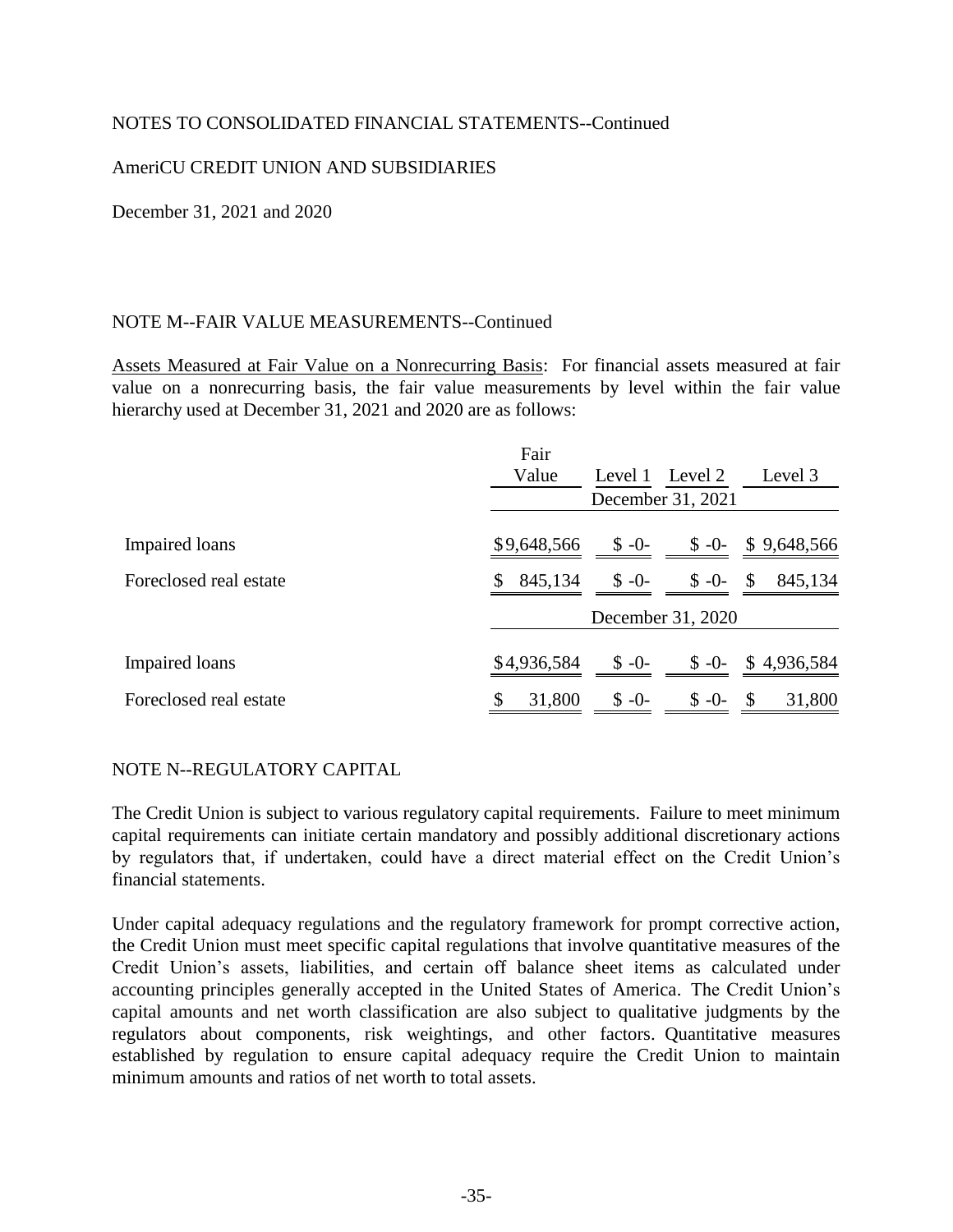NOTES TO CONSOLIDATED FINANCIAL STATEMENTS--Continued

AmeriCU CREDIT UNION AND SUBSIDIARIES

December 31, 2021 and 2020

NOTE M--FAIR VALUE MEASUREMENTS--Continued

Assets Measured at Fair Value on a Nonrecurring Basis: For financial assets measured at fair value on a nonrecurring basis, the fair value measurements by level within the fair value hierarchy used at December 31, 2021 and 2020 are as follows:

| | Fair Value | Level 1 | Level 2 | Level 3 |
|---|---|---|---|---|
| | December 31, 2021 | | | |
| Impaired loans | $9,648,566 | $ -0- | $ -0- | $ 9,648,566 |
| Foreclosed real estate | $ 845,134 | $ -0- | $ -0- | $ 845,134 |
| | December 31, 2020 | | | |
| Impaired loans | $4,936,584 | $ -0- | $ -0- | $ 4,936,584 |
| Foreclosed real estate | $ 31,800 | $ -0- | $ -0- | $ 31,800 |

NOTE N--REGULATORY CAPITAL

The Credit Union is subject to various regulatory capital requirements. Failure to meet minimum capital requirements can initiate certain mandatory and possibly additional discretionary actions by regulators that, if undertaken, could have a direct material effect on the Credit Union's financial statements.

Under capital adequacy regulations and the regulatory framework for prompt corrective action, the Credit Union must meet specific capital regulations that involve quantitative measures of the Credit Union's assets, liabilities, and certain off balance sheet items as calculated under accounting principles generally accepted in the United States of America. The Credit Union's capital amounts and net worth classification are also subject to qualitative judgments by the regulators about components, risk weightings, and other factors. Quantitative measures established by regulation to ensure capital adequacy require the Credit Union to maintain minimum amounts and ratios of net worth to total assets.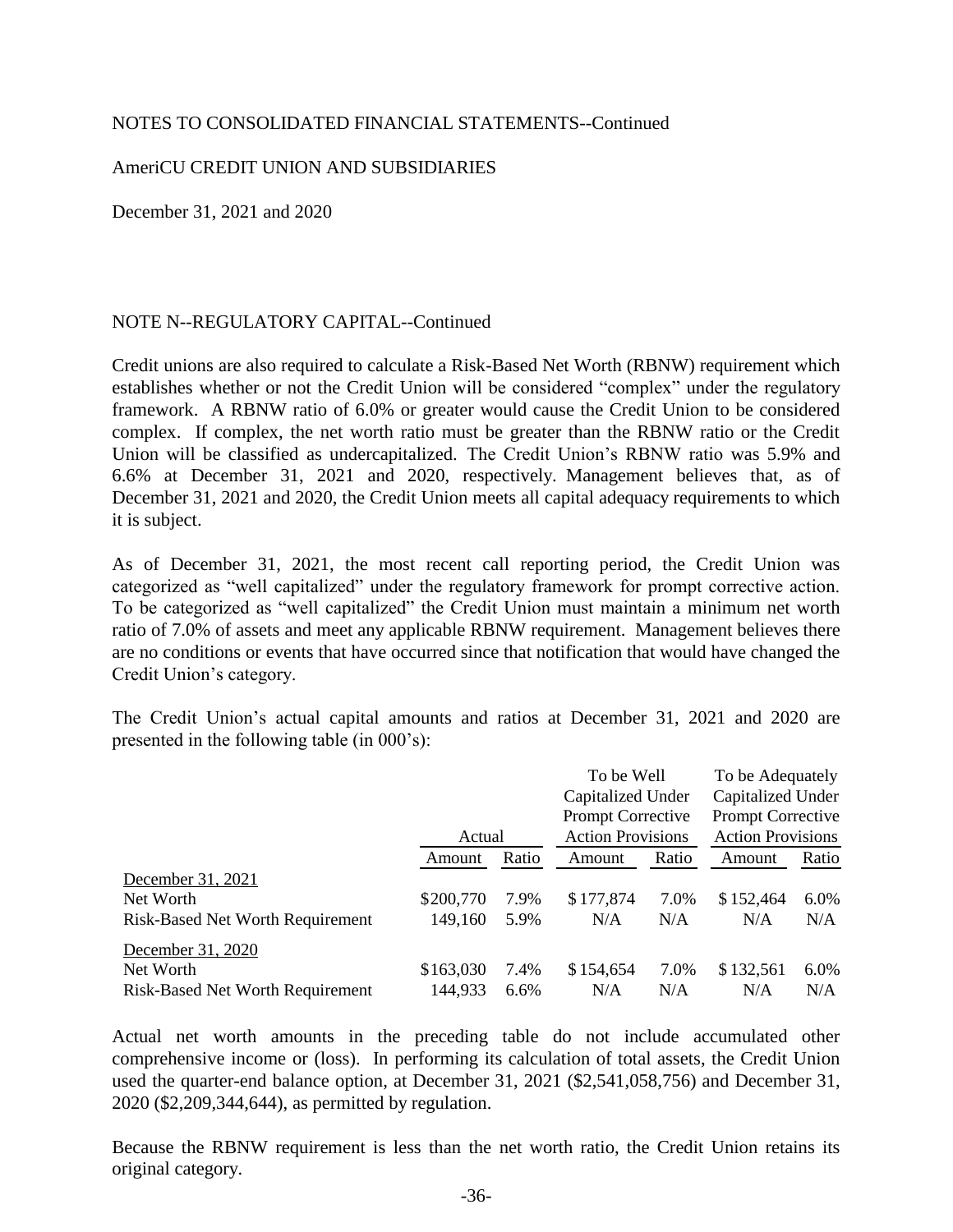NOTES TO CONSOLIDATED FINANCIAL STATEMENTS--Continued

AmeriCU CREDIT UNION AND SUBSIDIARIES

December 31, 2021 and 2020

## NOTE N--REGULATORY CAPITAL--Continued

Credit unions are also required to calculate a Risk-Based Net Worth (RBNW) requirement which establishes whether or not the Credit Union will be considered "complex" under the regulatory framework. A RBNW ratio of 6.0% or greater would cause the Credit Union to be considered complex. If complex, the net worth ratio must be greater than the RBNW ratio or the Credit Union will be classified as undercapitalized. The Credit Union's RBNW ratio was 5.9% and 6.6% at December 31, 2021 and 2020, respectively. Management believes that, as of December 31, 2021 and 2020, the Credit Union meets all capital adequacy requirements to which it is subject.

As of December 31, 2021, the most recent call reporting period, the Credit Union was categorized as "well capitalized" under the regulatory framework for prompt corrective action. To be categorized as "well capitalized" the Credit Union must maintain a minimum net worth ratio of 7.0% of assets and meet any applicable RBNW requirement. Management believes there are no conditions or events that have occurred since that notification that would have changed the Credit Union's category.

The Credit Union's actual capital amounts and ratios at December 31, 2021 and 2020 are presented in the following table (in 000's):

| | Actual | | To be Well Capitalized Under Prompt Corrective Action Provisions | | To be Adequately Capitalized Under Prompt Corrective Action Provisions | |
|---|---|---|---|---|---|---|
| | Amount | Ratio | Amount | Ratio | Amount | Ratio |
| December 31, 2021 | | | | | | |
| Net Worth | $200,770 | 7.9% | $ 177,874 | 7.0% | $ 152,464 | 6.0% |
| Risk-Based Net Worth Requirement | 149,160 | 5.9% | N/A | N/A | N/A | N/A |
| December 31, 2020 | | | | | | |
| Net Worth | $163,030 | 7.4% | $ 154,654 | 7.0% | $ 132,561 | 6.0% |
| Risk-Based Net Worth Requirement | 144,933 | 6.6% | N/A | N/A | N/A | N/A |

Actual net worth amounts in the preceding table do not include accumulated other comprehensive income or (loss). In performing its calculation of total assets, the Credit Union used the quarter-end balance option, at December 31, 2021 ($2,541,058,756) and December 31, 2020 ($2,209,344,644), as permitted by regulation.

Because the RBNW requirement is less than the net worth ratio, the Credit Union retains its original category.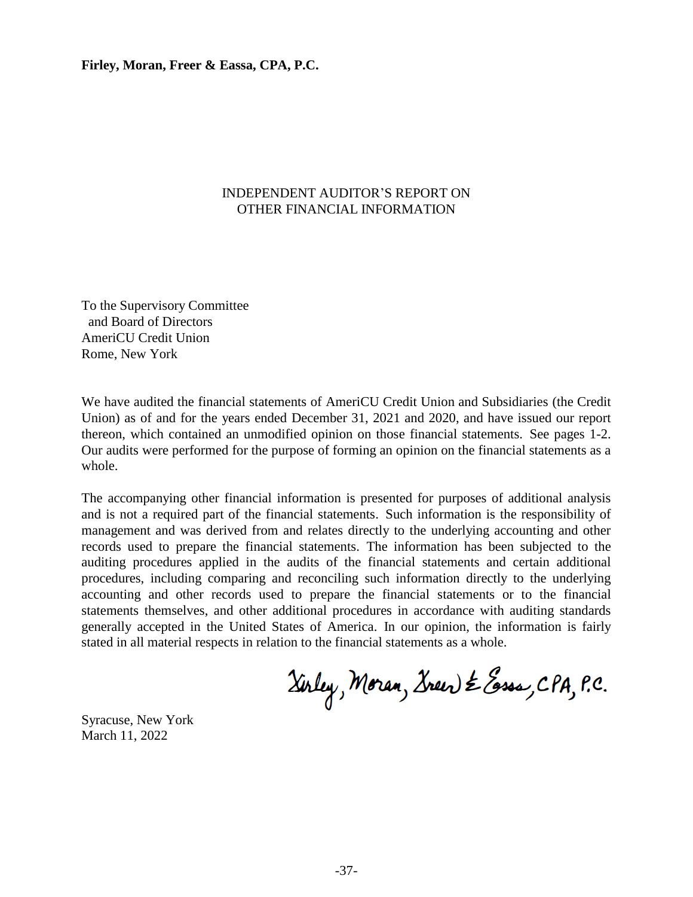**Firley, Moran, Freer & Eassa, CPA, P.C.**

# INDEPENDENT AUDITOR'S REPORT ON OTHER FINANCIAL INFORMATION

To the Supervisory Committee
and Board of Directors
AmeriCU Credit Union
Rome, New York

We have audited the financial statements of AmeriCU Credit Union and Subsidiaries (the Credit Union) as of and for the years ended December 31, 2021 and 2020, and have issued our report thereon, which contained an unmodified opinion on those financial statements. See pages 1-2. Our audits were performed for the purpose of forming an opinion on the financial statements as a whole.

The accompanying other financial information is presented for purposes of additional analysis and is not a required part of the financial statements. Such information is the responsibility of management and was derived from and relates directly to the underlying accounting and other records used to prepare the financial statements. The information has been subjected to the auditing procedures applied in the audits of the financial statements and certain additional procedures, including comparing and reconciling such information directly to the underlying accounting and other records used to prepare the financial statements or to the financial statements themselves, and other additional procedures in accordance with auditing standards generally accepted in the United States of America. In our opinion, the information is fairly stated in all material respects in relation to the financial statements as a whole.

Firley, Moran, Freer & Eassa, CPA, P.C.

Syracuse, New York
March 11, 2022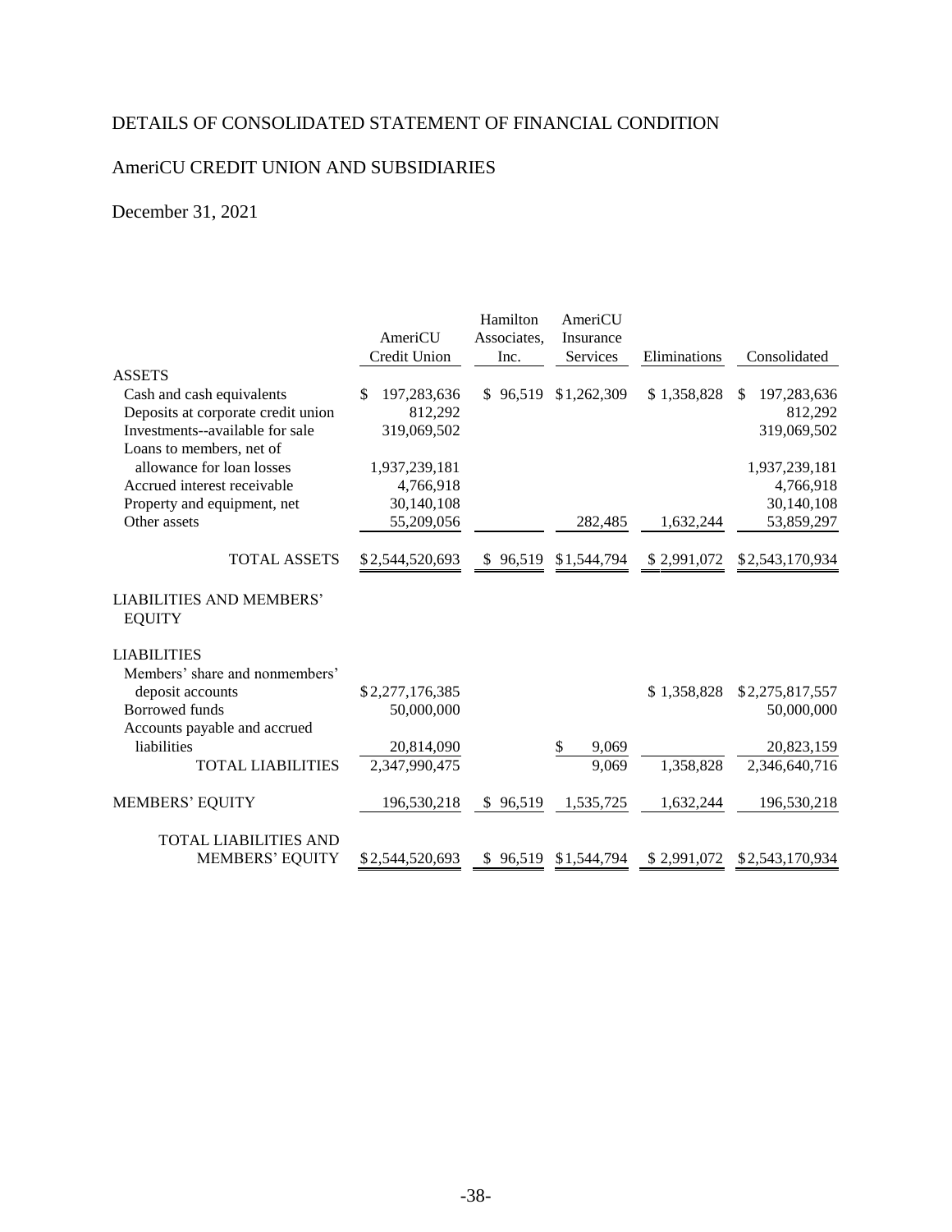DETAILS OF CONSOLIDATED STATEMENT OF FINANCIAL CONDITION

AmeriCU CREDIT UNION AND SUBSIDIARIES

December 31, 2021

| | AmeriCU Credit Union | Hamilton Associates, Inc. | AmeriCU Insurance Services | Eliminations | Consolidated |
|---|---|---|---|---|---|
| ASSETS | | | | | |
| Cash and cash equivalents | $ 197,283,636 | $ 96,519 | $1,262,309 | $ 1,358,828 | $ 197,283,636 |
| Deposits at corporate credit union | 812,292 | | | | 812,292 |
| Investments--available for sale | 319,069,502 | | | | 319,069,502 |
| Loans to members, net of allowance for loan losses | 1,937,239,181 | | | | 1,937,239,181 |
| Accrued interest receivable | 4,766,918 | | | | 4,766,918 |
| Property and equipment, net | 30,140,108 | | | | 30,140,108 |
| Other assets | 55,209,056 | | 282,485 | 1,632,244 | 53,859,297 |
| TOTAL ASSETS | $2,544,520,693 | $ 96,519 | $1,544,794 | $ 2,991,072 | $2,543,170,934 |
| LIABILITIES AND MEMBERS' EQUITY | | | | | |
| LIABILITIES | | | | | |
| Members' share and nonmembers' deposit accounts | $2,277,176,385 | | | $ 1,358,828 | $2,275,817,557 |
| Borrowed funds | 50,000,000 | | | | 50,000,000 |
| Accounts payable and accrued liabilities | 20,814,090 | | $ 9,069 | | 20,823,159 |
| TOTAL LIABILITIES | 2,347,990,475 | | 9,069 | 1,358,828 | 2,346,640,716 |
| MEMBERS' EQUITY | 196,530,218 | $ 96,519 | 1,535,725 | 1,632,244 | 196,530,218 |
| TOTAL LIABILITIES AND MEMBERS' EQUITY | $2,544,520,693 | $ 96,519 | $1,544,794 | $ 2,991,072 | $2,543,170,934 |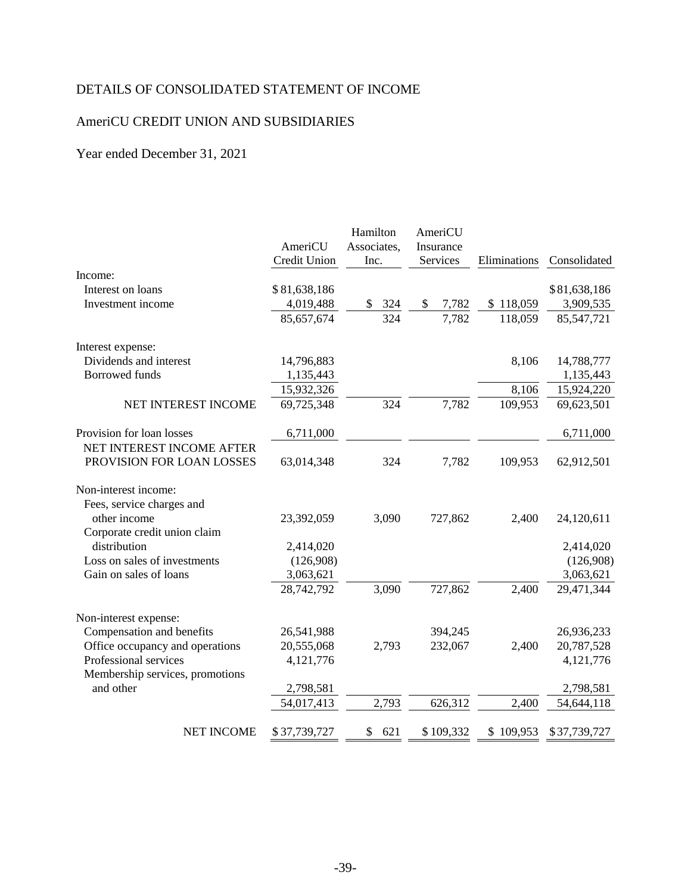DETAILS OF CONSOLIDATED STATEMENT OF INCOME

AmeriCU CREDIT UNION AND SUBSIDIARIES

Year ended December 31, 2021

| | AmeriCU Credit Union | Hamilton Associates, Inc. | AmeriCU Insurance Services | Eliminations | Consolidated |
|---|---|---|---|---|---|
| Income: | | | | | |
| Interest on loans | $ 81,638,186 | | | | $ 81,638,186 |
| Investment income | 4,019,488 | $ 324 | $ 7,782 | $ 118,059 | 3,909,535 |
| | 85,657,674 | 324 | 7,782 | 118,059 | 85,547,721 |
| Interest expense: | | | | | |
| Dividends and interest | 14,796,883 | | | 8,106 | 14,788,777 |
| Borrowed funds | 1,135,443 | | | | 1,135,443 |
| | 15,932,326 | | | 8,106 | 15,924,220 |
| NET INTEREST INCOME | 69,725,348 | 324 | 7,782 | 109,953 | 69,623,501 |
| Provision for loan losses | 6,711,000 | | | | 6,711,000 |
| NET INTEREST INCOME AFTER PROVISION FOR LOAN LOSSES | 63,014,348 | 324 | 7,782 | 109,953 | 62,912,501 |
| Non-interest income: | | | | | |
| Fees, service charges and other income | 23,392,059 | 3,090 | 727,862 | 2,400 | 24,120,611 |
| Corporate credit union claim distribution | 2,414,020 | | | | 2,414,020 |
| Loss on sales of investments | (126,908) | | | | (126,908) |
| Gain on sales of loans | 3,063,621 | | | | 3,063,621 |
| | 28,742,792 | 3,090 | 727,862 | 2,400 | 29,471,344 |
| Non-interest expense: | | | | | |
| Compensation and benefits | 26,541,988 | | 394,245 | | 26,936,233 |
| Office occupancy and operations | 20,555,068 | 2,793 | 232,067 | 2,400 | 20,787,528 |
| Professional services | 4,121,776 | | | | 4,121,776 |
| Membership services, promotions and other | 2,798,581 | | | | 2,798,581 |
| | 54,017,413 | 2,793 | 626,312 | 2,400 | 54,644,118 |
| NET INCOME | $ 37,739,727 | $ 621 | $ 109,332 | $ 109,953 | $ 37,739,727 |